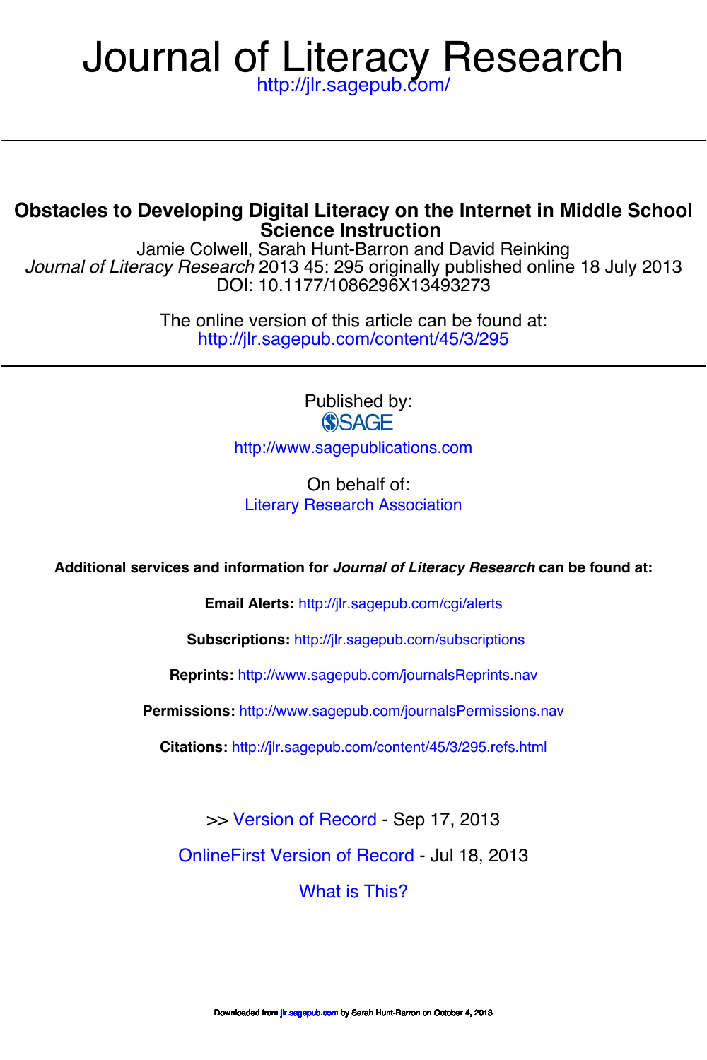# Journal of Literacy Research

http://jlr.sagepub.com/

## Obstacles to Developing Digital Literacy on the Internet in Middle School Science Instruction

Jamie Colwell, Sarah Hunt-Barron and David Reinking

*Journal of Literacy Research* 2013 45: 295 originally published online 18 July 2013

DOI: 10.1177/1086296X13493273

The online version of this article can be found at:
http://jlr.sagepub.com/content/45/3/295

Published by:

SAGE

http://www.sagepublications.com

On behalf of:

Literary Research Association

**Additional services and information for *Journal of Literacy Research* can be found at:**

**Email Alerts:** http://jlr.sagepub.com/cgi/alerts

**Subscriptions:** http://jlr.sagepub.com/subscriptions

**Reprints:** http://www.sagepub.com/journalsReprints.nav

**Permissions:** http://www.sagepub.com/journalsPermissions.nav

**Citations:** http://jlr.sagepub.com/content/45/3/295.refs.html

>> Version of Record - Sep 17, 2013

OnlineFirst Version of Record - Jul 18, 2013

What is This?

Downloaded from jlr.sagepub.com by Sarah Hunt-Barron on October 4, 2013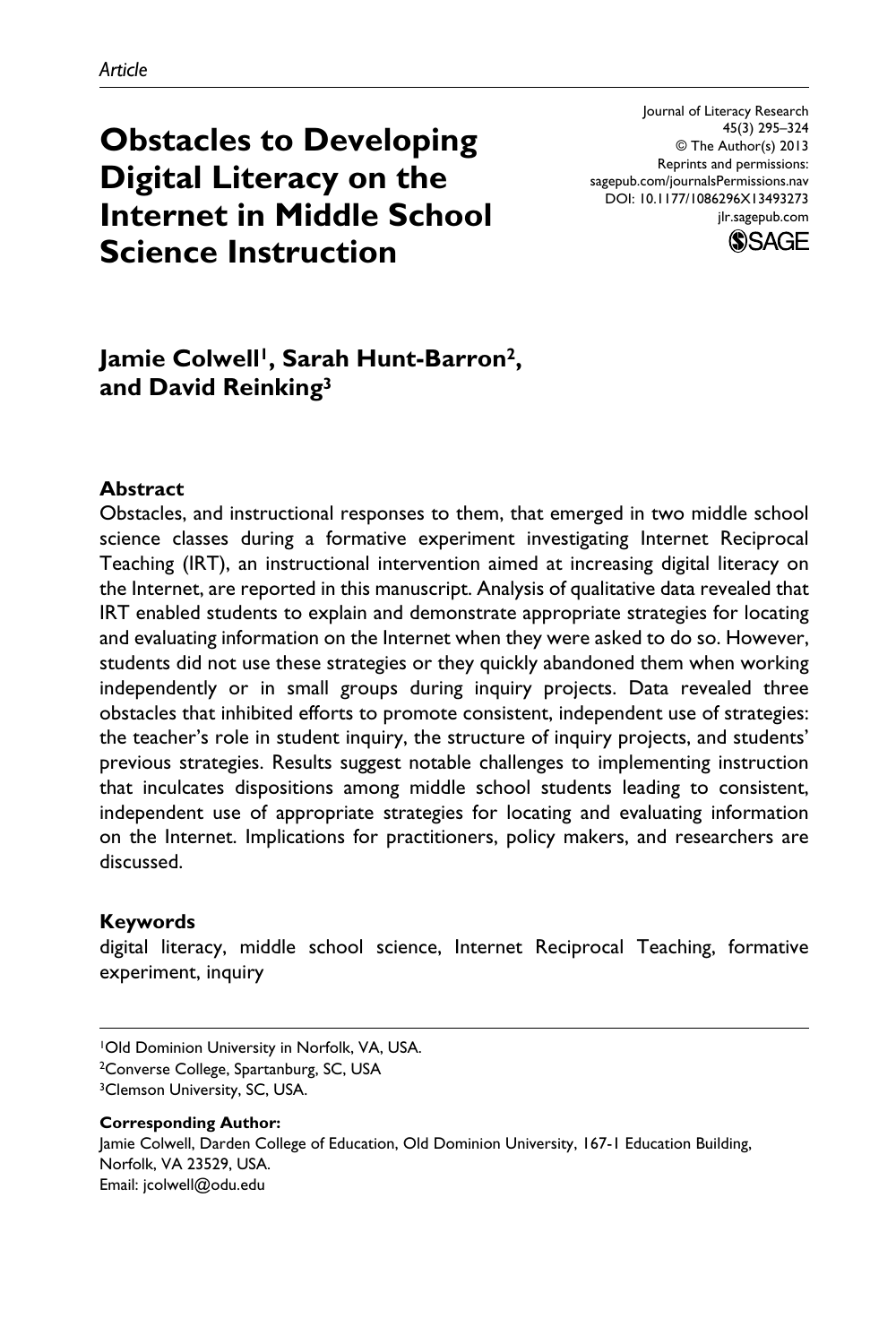*Article*

# Obstacles to Developing Digital Literacy on the Internet in Middle School Science Instruction

Journal of Literacy Research
45(3) 295–324
© The Author(s) 2013
Reprints and permissions:
sagepub.com/journalsPermissions.nav
DOI: 10.1177/1086296X13493273
jlr.sagepub.com

**Jamie Colwell[1], Sarah Hunt-Barron[2], and David Reinking[3]**

### Abstract

Obstacles, and instructional responses to them, that emerged in two middle school science classes during a formative experiment investigating Internet Reciprocal Teaching (IRT), an instructional intervention aimed at increasing digital literacy on the Internet, are reported in this manuscript. Analysis of qualitative data revealed that IRT enabled students to explain and demonstrate appropriate strategies for locating and evaluating information on the Internet when they were asked to do so. However, students did not use these strategies or they quickly abandoned them when working independently or in small groups during inquiry projects. Data revealed three obstacles that inhibited efforts to promote consistent, independent use of strategies: the teacher's role in student inquiry, the structure of inquiry projects, and students' previous strategies. Results suggest notable challenges to implementing instruction that inculcates dispositions among middle school students leading to consistent, independent use of appropriate strategies for locating and evaluating information on the Internet. Implications for practitioners, policy makers, and researchers are discussed.

### Keywords

digital literacy, middle school science, Internet Reciprocal Teaching, formative experiment, inquiry

[1]Old Dominion University in Norfolk, VA, USA.
[2]Converse College, Spartanburg, SC, USA
[3]Clemson University, SC, USA.

**Corresponding Author:**
Jamie Colwell, Darden College of Education, Old Dominion University, 167-1 Education Building, Norfolk, VA 23529, USA.
Email: jcolwell@odu.edu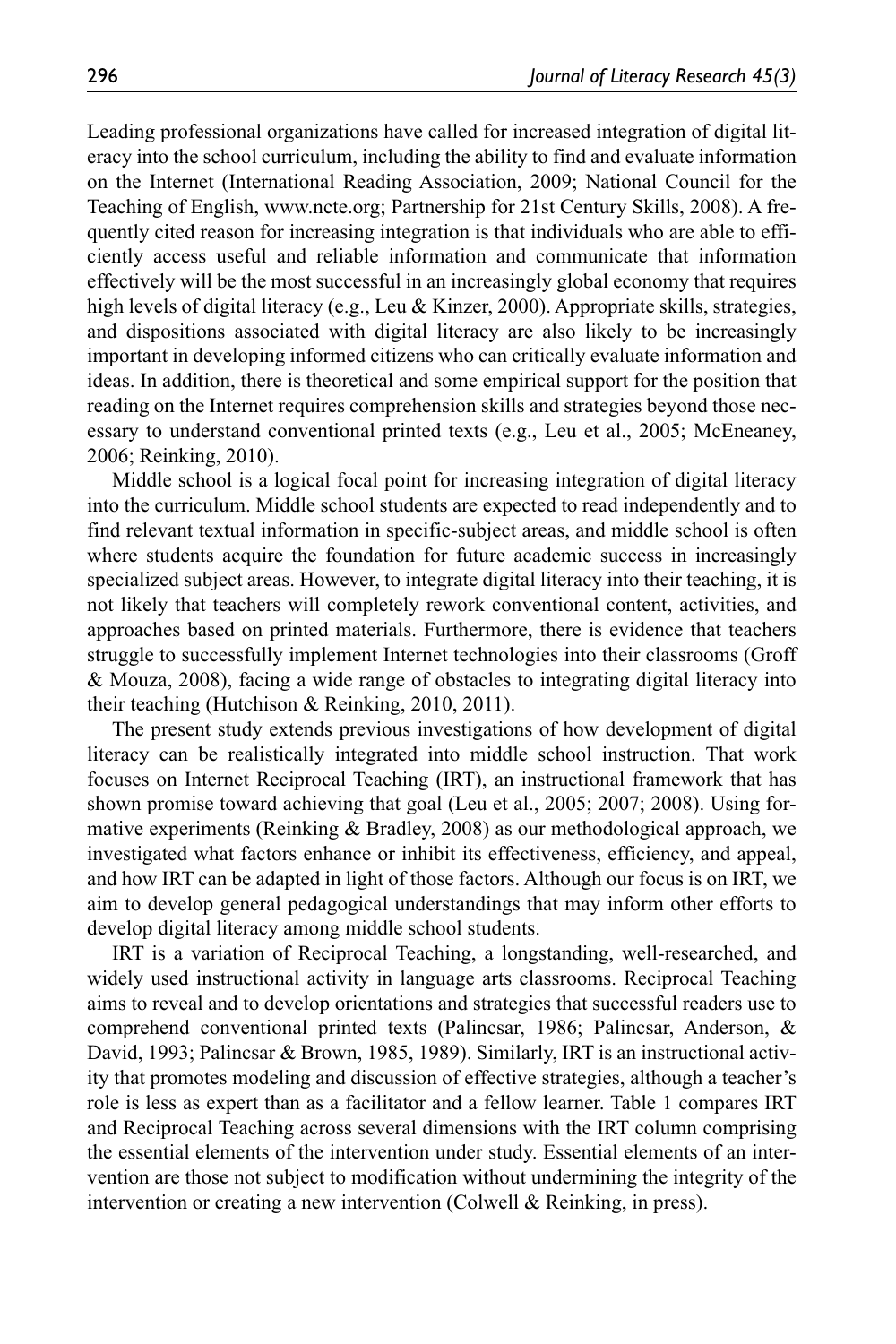Leading professional organizations have called for increased integration of digital literacy into the school curriculum, including the ability to find and evaluate information on the Internet (International Reading Association, 2009; National Council for the Teaching of English, www.ncte.org; Partnership for 21st Century Skills, 2008). A frequently cited reason for increasing integration is that individuals who are able to efficiently access useful and reliable information and communicate that information effectively will be the most successful in an increasingly global economy that requires high levels of digital literacy (e.g., Leu & Kinzer, 2000). Appropriate skills, strategies, and dispositions associated with digital literacy are also likely to be increasingly important in developing informed citizens who can critically evaluate information and ideas. In addition, there is theoretical and some empirical support for the position that reading on the Internet requires comprehension skills and strategies beyond those necessary to understand conventional printed texts (e.g., Leu et al., 2005; McEneaney, 2006; Reinking, 2010).

Middle school is a logical focal point for increasing integration of digital literacy into the curriculum. Middle school students are expected to read independently and to find relevant textual information in specific-subject areas, and middle school is often where students acquire the foundation for future academic success in increasingly specialized subject areas. However, to integrate digital literacy into their teaching, it is not likely that teachers will completely rework conventional content, activities, and approaches based on printed materials. Furthermore, there is evidence that teachers struggle to successfully implement Internet technologies into their classrooms (Groff & Mouza, 2008), facing a wide range of obstacles to integrating digital literacy into their teaching (Hutchison & Reinking, 2010, 2011).

The present study extends previous investigations of how development of digital literacy can be realistically integrated into middle school instruction. That work focuses on Internet Reciprocal Teaching (IRT), an instructional framework that has shown promise toward achieving that goal (Leu et al., 2005; 2007; 2008). Using formative experiments (Reinking & Bradley, 2008) as our methodological approach, we investigated what factors enhance or inhibit its effectiveness, efficiency, and appeal, and how IRT can be adapted in light of those factors. Although our focus is on IRT, we aim to develop general pedagogical understandings that may inform other efforts to develop digital literacy among middle school students.

IRT is a variation of Reciprocal Teaching, a longstanding, well-researched, and widely used instructional activity in language arts classrooms. Reciprocal Teaching aims to reveal and to develop orientations and strategies that successful readers use to comprehend conventional printed texts (Palincsar, 1986; Palincsar, Anderson, & David, 1993; Palincsar & Brown, 1985, 1989). Similarly, IRT is an instructional activity that promotes modeling and discussion of effective strategies, although a teacher's role is less as expert than as a facilitator and a fellow learner. Table 1 compares IRT and Reciprocal Teaching across several dimensions with the IRT column comprising the essential elements of the intervention under study. Essential elements of an intervention are those not subject to modification without undermining the integrity of the intervention or creating a new intervention (Colwell & Reinking, in press).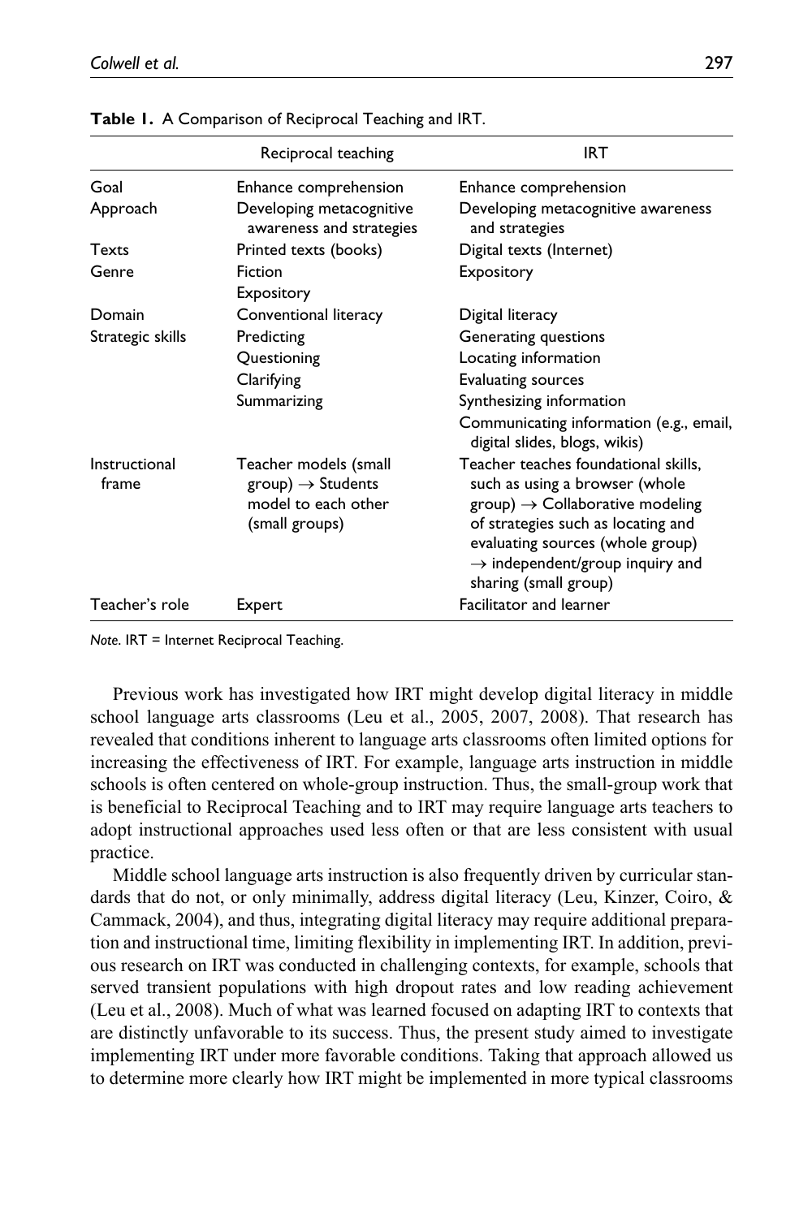**Table 1.** A Comparison of Reciprocal Teaching and IRT.

| | Reciprocal teaching | IRT |
|---|---|---|
| Goal | Enhance comprehension | Enhance comprehension |
| Approach | Developing metacognitive awareness and strategies | Developing metacognitive awareness and strategies |
| Texts | Printed texts (books) | Digital texts (Internet) |
| Genre | Fiction<br>Expository | Expository |
| Domain | Conventional literacy | Digital literacy |
| Strategic skills | Predicting<br>Questioning<br>Clarifying<br>Summarizing | Generating questions<br>Locating information<br>Evaluating sources<br>Synthesizing information<br>Communicating information (e.g., email, digital slides, blogs, wikis) |
| Instructional frame | Teacher models (small group) → Students model to each other (small groups) | Teacher teaches foundational skills, such as using a browser (whole group) → Collaborative modeling of strategies such as locating and evaluating sources (whole group) → independent/group inquiry and sharing (small group) |
| Teacher's role | Expert | Facilitator and learner |

*Note.* IRT = Internet Reciprocal Teaching.

Previous work has investigated how IRT might develop digital literacy in middle school language arts classrooms (Leu et al., 2005, 2007, 2008). That research has revealed that conditions inherent to language arts classrooms often limited options for increasing the effectiveness of IRT. For example, language arts instruction in middle schools is often centered on whole-group instruction. Thus, the small-group work that is beneficial to Reciprocal Teaching and to IRT may require language arts teachers to adopt instructional approaches used less often or that are less consistent with usual practice.

Middle school language arts instruction is also frequently driven by curricular standards that do not, or only minimally, address digital literacy (Leu, Kinzer, Coiro, & Cammack, 2004), and thus, integrating digital literacy may require additional preparation and instructional time, limiting flexibility in implementing IRT. In addition, previous research on IRT was conducted in challenging contexts, for example, schools that served transient populations with high dropout rates and low reading achievement (Leu et al., 2008). Much of what was learned focused on adapting IRT to contexts that are distinctly unfavorable to its success. Thus, the present study aimed to investigate implementing IRT under more favorable conditions. Taking that approach allowed us to determine more clearly how IRT might be implemented in more typical classrooms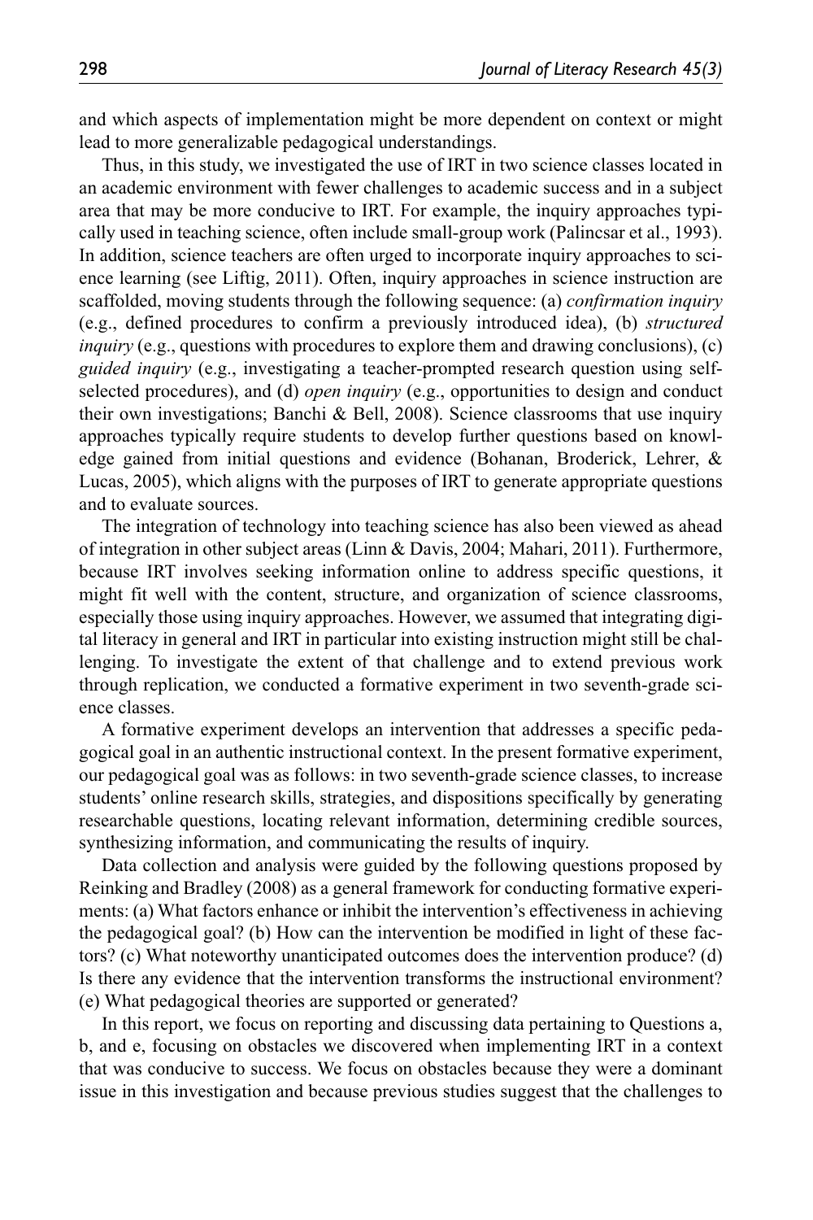and which aspects of implementation might be more dependent on context or might lead to more generalizable pedagogical understandings.

Thus, in this study, we investigated the use of IRT in two science classes located in an academic environment with fewer challenges to academic success and in a subject area that may be more conducive to IRT. For example, the inquiry approaches typically used in teaching science, often include small-group work (Palincsar et al., 1993). In addition, science teachers are often urged to incorporate inquiry approaches to science learning (see Liftig, 2011). Often, inquiry approaches in science instruction are scaffolded, moving students through the following sequence: (a) *confirmation inquiry* (e.g., defined procedures to confirm a previously introduced idea), (b) *structured inquiry* (e.g., questions with procedures to explore them and drawing conclusions), (c) *guided inquiry* (e.g., investigating a teacher-prompted research question using self-selected procedures), and (d) *open inquiry* (e.g., opportunities to design and conduct their own investigations; Banchi & Bell, 2008). Science classrooms that use inquiry approaches typically require students to develop further questions based on knowledge gained from initial questions and evidence (Bohanan, Broderick, Lehrer, & Lucas, 2005), which aligns with the purposes of IRT to generate appropriate questions and to evaluate sources.

The integration of technology into teaching science has also been viewed as ahead of integration in other subject areas (Linn & Davis, 2004; Mahari, 2011). Furthermore, because IRT involves seeking information online to address specific questions, it might fit well with the content, structure, and organization of science classrooms, especially those using inquiry approaches. However, we assumed that integrating digital literacy in general and IRT in particular into existing instruction might still be challenging. To investigate the extent of that challenge and to extend previous work through replication, we conducted a formative experiment in two seventh-grade science classes.

A formative experiment develops an intervention that addresses a specific pedagogical goal in an authentic instructional context. In the present formative experiment, our pedagogical goal was as follows: in two seventh-grade science classes, to increase students' online research skills, strategies, and dispositions specifically by generating researchable questions, locating relevant information, determining credible sources, synthesizing information, and communicating the results of inquiry.

Data collection and analysis were guided by the following questions proposed by Reinking and Bradley (2008) as a general framework for conducting formative experiments: (a) What factors enhance or inhibit the intervention's effectiveness in achieving the pedagogical goal? (b) How can the intervention be modified in light of these factors? (c) What noteworthy unanticipated outcomes does the intervention produce? (d) Is there any evidence that the intervention transforms the instructional environment? (e) What pedagogical theories are supported or generated?

In this report, we focus on reporting and discussing data pertaining to Questions a, b, and e, focusing on obstacles we discovered when implementing IRT in a context that was conducive to success. We focus on obstacles because they were a dominant issue in this investigation and because previous studies suggest that the challenges to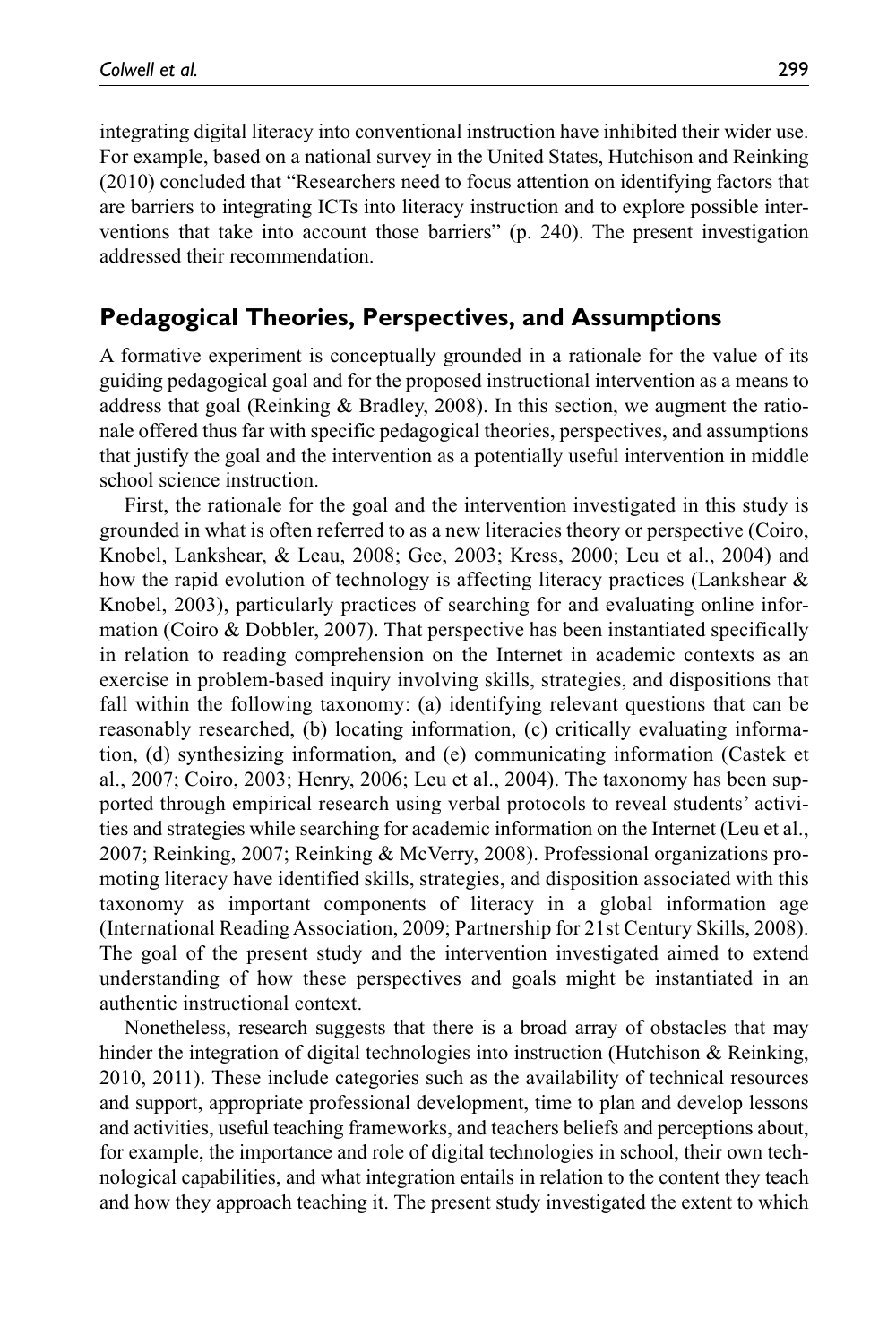integrating digital literacy into conventional instruction have inhibited their wider use. For example, based on a national survey in the United States, Hutchison and Reinking (2010) concluded that "Researchers need to focus attention on identifying factors that are barriers to integrating ICTs into literacy instruction and to explore possible interventions that take into account those barriers" (p. 240). The present investigation addressed their recommendation.

## Pedagogical Theories, Perspectives, and Assumptions

A formative experiment is conceptually grounded in a rationale for the value of its guiding pedagogical goal and for the proposed instructional intervention as a means to address that goal (Reinking & Bradley, 2008). In this section, we augment the rationale offered thus far with specific pedagogical theories, perspectives, and assumptions that justify the goal and the intervention as a potentially useful intervention in middle school science instruction.

First, the rationale for the goal and the intervention investigated in this study is grounded in what is often referred to as a new literacies theory or perspective (Coiro, Knobel, Lankshear, & Leau, 2008; Gee, 2003; Kress, 2000; Leu et al., 2004) and how the rapid evolution of technology is affecting literacy practices (Lankshear & Knobel, 2003), particularly practices of searching for and evaluating online information (Coiro & Dobbler, 2007). That perspective has been instantiated specifically in relation to reading comprehension on the Internet in academic contexts as an exercise in problem-based inquiry involving skills, strategies, and dispositions that fall within the following taxonomy: (a) identifying relevant questions that can be reasonably researched, (b) locating information, (c) critically evaluating information, (d) synthesizing information, and (e) communicating information (Castek et al., 2007; Coiro, 2003; Henry, 2006; Leu et al., 2004). The taxonomy has been supported through empirical research using verbal protocols to reveal students' activities and strategies while searching for academic information on the Internet (Leu et al., 2007; Reinking, 2007; Reinking & McVerry, 2008). Professional organizations promoting literacy have identified skills, strategies, and disposition associated with this taxonomy as important components of literacy in a global information age (International Reading Association, 2009; Partnership for 21st Century Skills, 2008). The goal of the present study and the intervention investigated aimed to extend understanding of how these perspectives and goals might be instantiated in an authentic instructional context.

Nonetheless, research suggests that there is a broad array of obstacles that may hinder the integration of digital technologies into instruction (Hutchison & Reinking, 2010, 2011). These include categories such as the availability of technical resources and support, appropriate professional development, time to plan and develop lessons and activities, useful teaching frameworks, and teachers beliefs and perceptions about, for example, the importance and role of digital technologies in school, their own technological capabilities, and what integration entails in relation to the content they teach and how they approach teaching it. The present study investigated the extent to which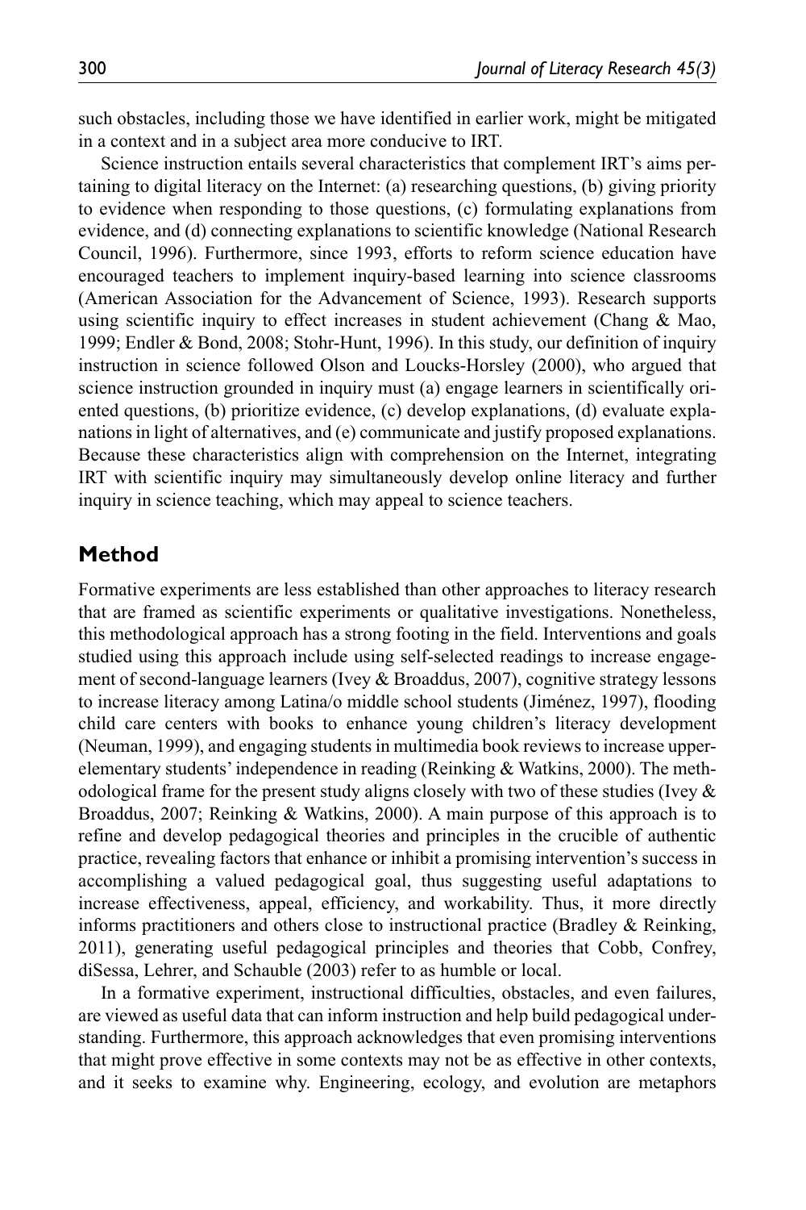such obstacles, including those we have identified in earlier work, might be mitigated in a context and in a subject area more conducive to IRT.

Science instruction entails several characteristics that complement IRT's aims pertaining to digital literacy on the Internet: (a) researching questions, (b) giving priority to evidence when responding to those questions, (c) formulating explanations from evidence, and (d) connecting explanations to scientific knowledge (National Research Council, 1996). Furthermore, since 1993, efforts to reform science education have encouraged teachers to implement inquiry-based learning into science classrooms (American Association for the Advancement of Science, 1993). Research supports using scientific inquiry to effect increases in student achievement (Chang & Mao, 1999; Endler & Bond, 2008; Stohr-Hunt, 1996). In this study, our definition of inquiry instruction in science followed Olson and Loucks-Horsley (2000), who argued that science instruction grounded in inquiry must (a) engage learners in scientifically oriented questions, (b) prioritize evidence, (c) develop explanations, (d) evaluate explanations in light of alternatives, and (e) communicate and justify proposed explanations. Because these characteristics align with comprehension on the Internet, integrating IRT with scientific inquiry may simultaneously develop online literacy and further inquiry in science teaching, which may appeal to science teachers.

## Method

Formative experiments are less established than other approaches to literacy research that are framed as scientific experiments or qualitative investigations. Nonetheless, this methodological approach has a strong footing in the field. Interventions and goals studied using this approach include using self-selected readings to increase engagement of second-language learners (Ivey & Broaddus, 2007), cognitive strategy lessons to increase literacy among Latina/o middle school students (Jiménez, 1997), flooding child care centers with books to enhance young children's literacy development (Neuman, 1999), and engaging students in multimedia book reviews to increase upper-elementary students' independence in reading (Reinking & Watkins, 2000). The methodological frame for the present study aligns closely with two of these studies (Ivey & Broaddus, 2007; Reinking & Watkins, 2000). A main purpose of this approach is to refine and develop pedagogical theories and principles in the crucible of authentic practice, revealing factors that enhance or inhibit a promising intervention's success in accomplishing a valued pedagogical goal, thus suggesting useful adaptations to increase effectiveness, appeal, efficiency, and workability. Thus, it more directly informs practitioners and others close to instructional practice (Bradley & Reinking, 2011), generating useful pedagogical principles and theories that Cobb, Confrey, diSessa, Lehrer, and Schauble (2003) refer to as humble or local.

In a formative experiment, instructional difficulties, obstacles, and even failures, are viewed as useful data that can inform instruction and help build pedagogical understanding. Furthermore, this approach acknowledges that even promising interventions that might prove effective in some contexts may not be as effective in other contexts, and it seeks to examine why. Engineering, ecology, and evolution are metaphors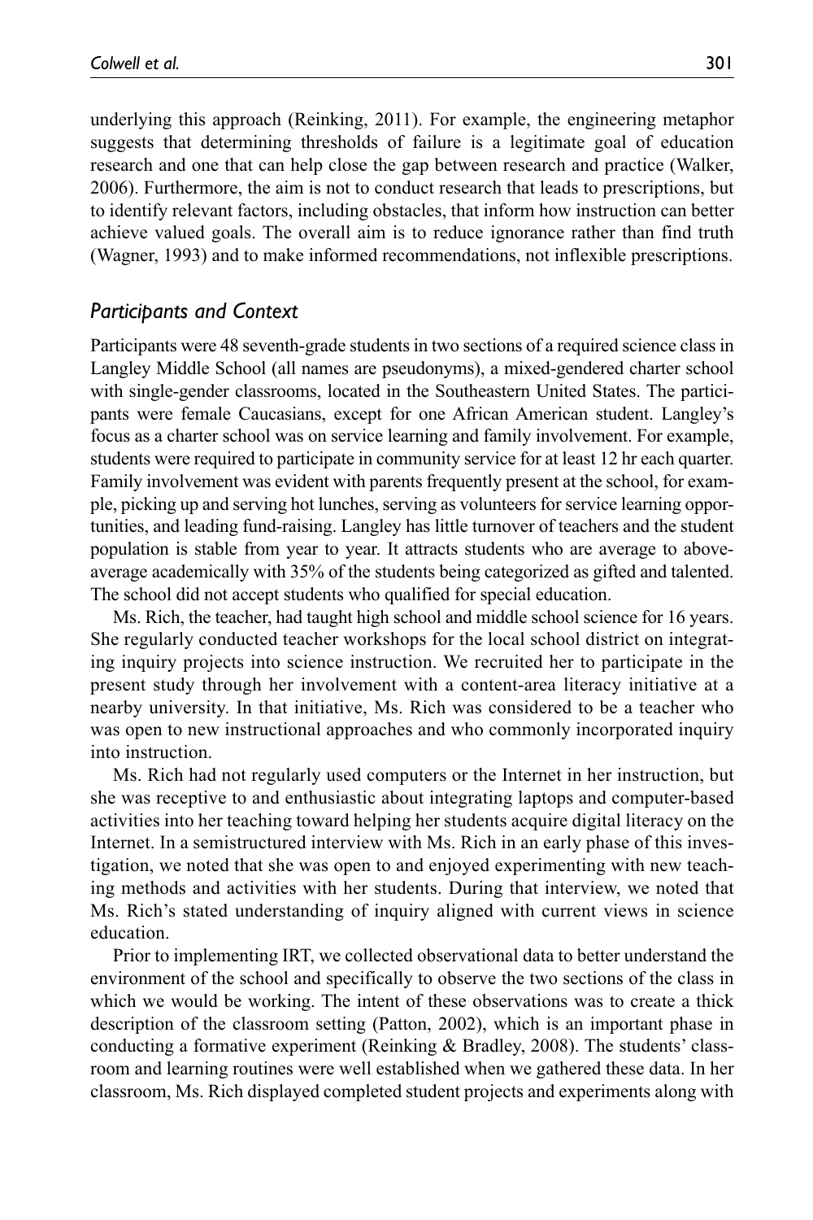underlying this approach (Reinking, 2011). For example, the engineering metaphor suggests that determining thresholds of failure is a legitimate goal of education research and one that can help close the gap between research and practice (Walker, 2006). Furthermore, the aim is not to conduct research that leads to prescriptions, but to identify relevant factors, including obstacles, that inform how instruction can better achieve valued goals. The overall aim is to reduce ignorance rather than find truth (Wagner, 1993) and to make informed recommendations, not inflexible prescriptions.

### *Participants and Context*

Participants were 48 seventh-grade students in two sections of a required science class in Langley Middle School (all names are pseudonyms), a mixed-gendered charter school with single-gender classrooms, located in the Southeastern United States. The participants were female Caucasians, except for one African American student. Langley's focus as a charter school was on service learning and family involvement. For example, students were required to participate in community service for at least 12 hr each quarter. Family involvement was evident with parents frequently present at the school, for example, picking up and serving hot lunches, serving as volunteers for service learning opportunities, and leading fund-raising. Langley has little turnover of teachers and the student population is stable from year to year. It attracts students who are average to above-average academically with 35% of the students being categorized as gifted and talented. The school did not accept students who qualified for special education.

Ms. Rich, the teacher, had taught high school and middle school science for 16 years. She regularly conducted teacher workshops for the local school district on integrating inquiry projects into science instruction. We recruited her to participate in the present study through her involvement with a content-area literacy initiative at a nearby university. In that initiative, Ms. Rich was considered to be a teacher who was open to new instructional approaches and who commonly incorporated inquiry into instruction.

Ms. Rich had not regularly used computers or the Internet in her instruction, but she was receptive to and enthusiastic about integrating laptops and computer-based activities into her teaching toward helping her students acquire digital literacy on the Internet. In a semistructured interview with Ms. Rich in an early phase of this investigation, we noted that she was open to and enjoyed experimenting with new teaching methods and activities with her students. During that interview, we noted that Ms. Rich's stated understanding of inquiry aligned with current views in science education.

Prior to implementing IRT, we collected observational data to better understand the environment of the school and specifically to observe the two sections of the class in which we would be working. The intent of these observations was to create a thick description of the classroom setting (Patton, 2002), which is an important phase in conducting a formative experiment (Reinking & Bradley, 2008). The students' classroom and learning routines were well established when we gathered these data. In her classroom, Ms. Rich displayed completed student projects and experiments along with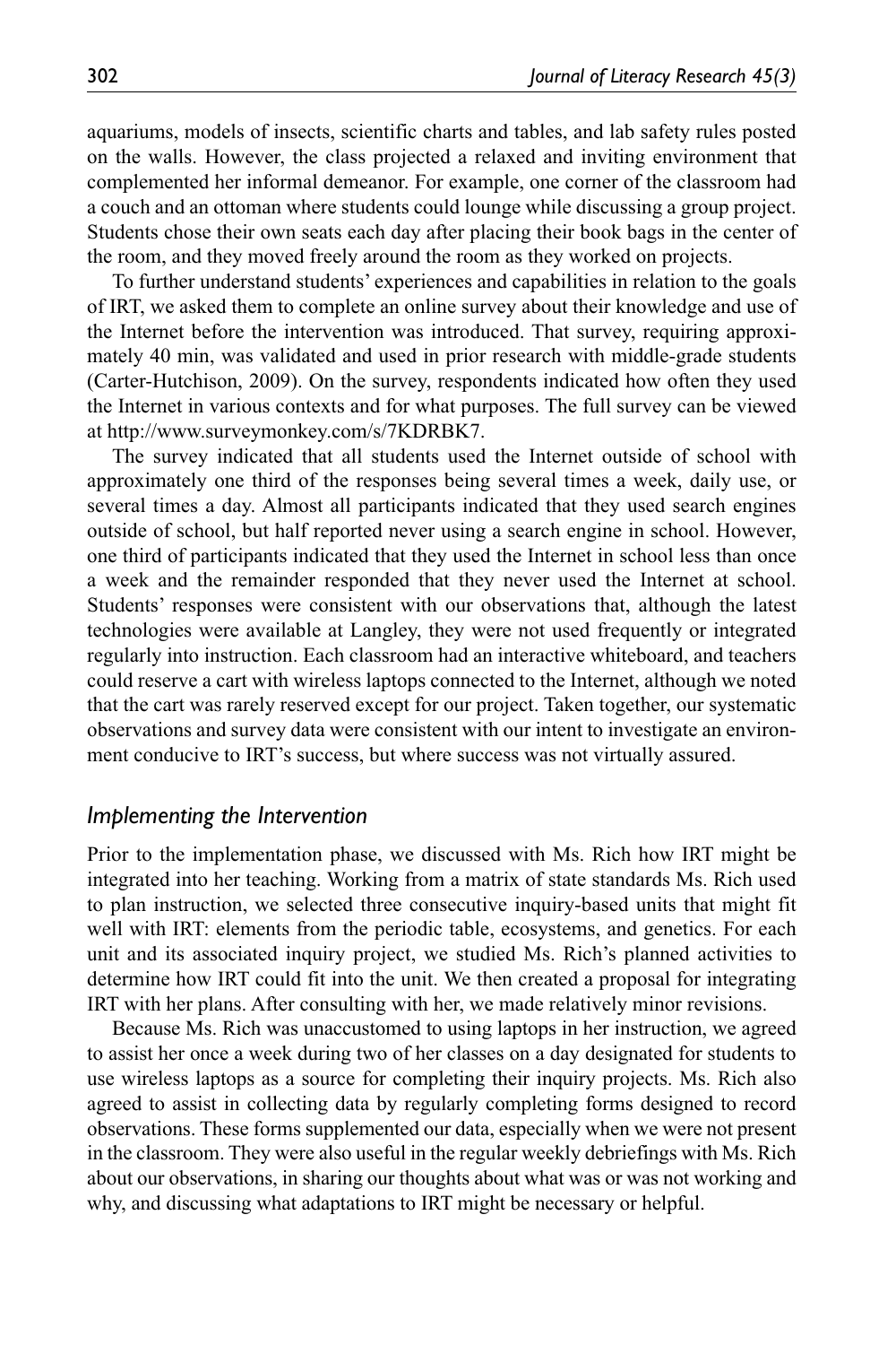aquariums, models of insects, scientific charts and tables, and lab safety rules posted on the walls. However, the class projected a relaxed and inviting environment that complemented her informal demeanor. For example, one corner of the classroom had a couch and an ottoman where students could lounge while discussing a group project. Students chose their own seats each day after placing their book bags in the center of the room, and they moved freely around the room as they worked on projects.

To further understand students' experiences and capabilities in relation to the goals of IRT, we asked them to complete an online survey about their knowledge and use of the Internet before the intervention was introduced. That survey, requiring approximately 40 min, was validated and used in prior research with middle-grade students (Carter-Hutchison, 2009). On the survey, respondents indicated how often they used the Internet in various contexts and for what purposes. The full survey can be viewed at http://www.surveymonkey.com/s/7KDRBK7.

The survey indicated that all students used the Internet outside of school with approximately one third of the responses being several times a week, daily use, or several times a day. Almost all participants indicated that they used search engines outside of school, but half reported never using a search engine in school. However, one third of participants indicated that they used the Internet in school less than once a week and the remainder responded that they never used the Internet at school. Students' responses were consistent with our observations that, although the latest technologies were available at Langley, they were not used frequently or integrated regularly into instruction. Each classroom had an interactive whiteboard, and teachers could reserve a cart with wireless laptops connected to the Internet, although we noted that the cart was rarely reserved except for our project. Taken together, our systematic observations and survey data were consistent with our intent to investigate an environment conducive to IRT's success, but where success was not virtually assured.

### *Implementing the Intervention*

Prior to the implementation phase, we discussed with Ms. Rich how IRT might be integrated into her teaching. Working from a matrix of state standards Ms. Rich used to plan instruction, we selected three consecutive inquiry-based units that might fit well with IRT: elements from the periodic table, ecosystems, and genetics. For each unit and its associated inquiry project, we studied Ms. Rich's planned activities to determine how IRT could fit into the unit. We then created a proposal for integrating IRT with her plans. After consulting with her, we made relatively minor revisions.

Because Ms. Rich was unaccustomed to using laptops in her instruction, we agreed to assist her once a week during two of her classes on a day designated for students to use wireless laptops as a source for completing their inquiry projects. Ms. Rich also agreed to assist in collecting data by regularly completing forms designed to record observations. These forms supplemented our data, especially when we were not present in the classroom. They were also useful in the regular weekly debriefings with Ms. Rich about our observations, in sharing our thoughts about what was or was not working and why, and discussing what adaptations to IRT might be necessary or helpful.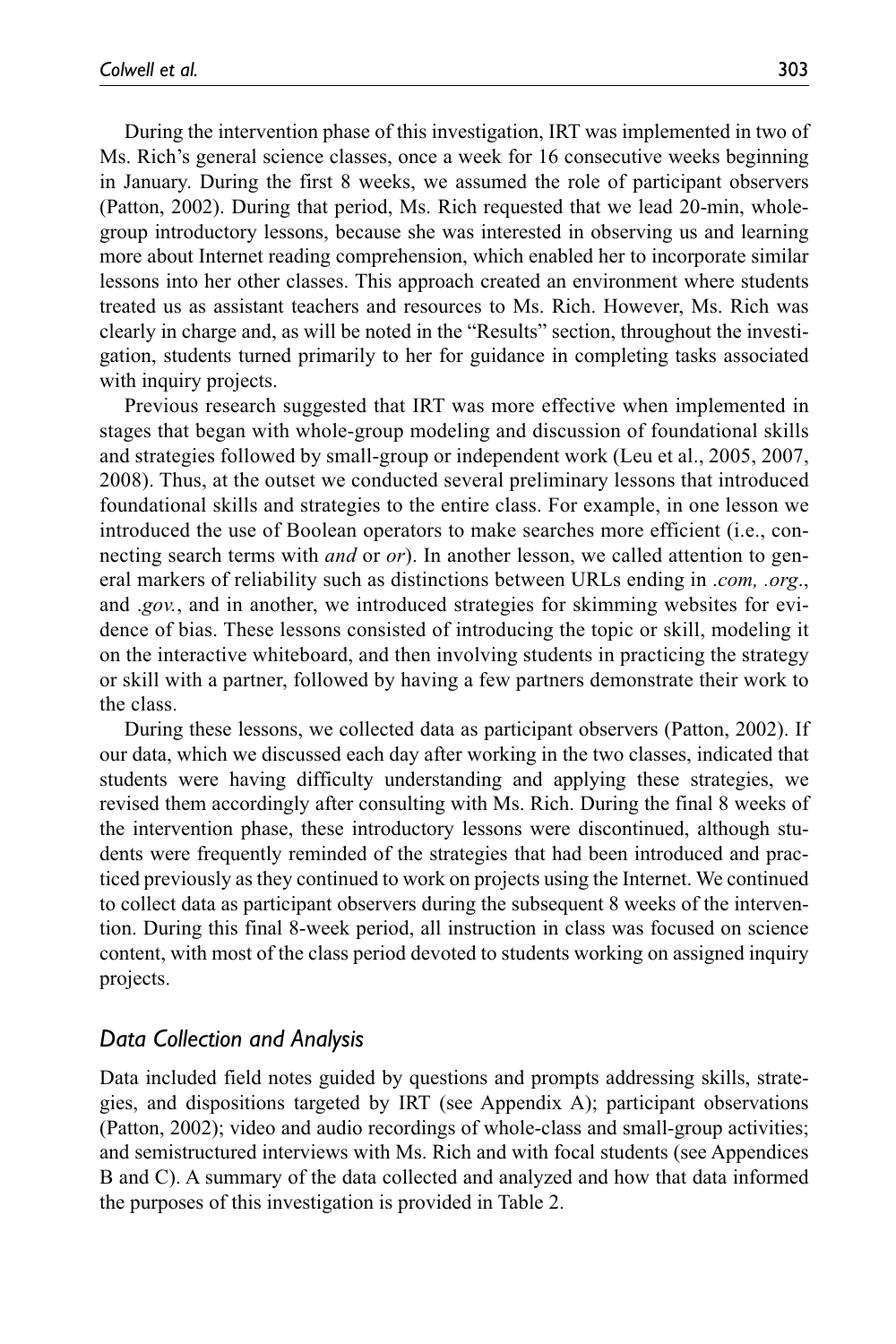During the intervention phase of this investigation, IRT was implemented in two of Ms. Rich's general science classes, once a week for 16 consecutive weeks beginning in January. During the first 8 weeks, we assumed the role of participant observers (Patton, 2002). During that period, Ms. Rich requested that we lead 20-min, whole-group introductory lessons, because she was interested in observing us and learning more about Internet reading comprehension, which enabled her to incorporate similar lessons into her other classes. This approach created an environment where students treated us as assistant teachers and resources to Ms. Rich. However, Ms. Rich was clearly in charge and, as will be noted in the "Results" section, throughout the investigation, students turned primarily to her for guidance in completing tasks associated with inquiry projects.

Previous research suggested that IRT was more effective when implemented in stages that began with whole-group modeling and discussion of foundational skills and strategies followed by small-group or independent work (Leu et al., 2005, 2007, 2008). Thus, at the outset we conducted several preliminary lessons that introduced foundational skills and strategies to the entire class. For example, in one lesson we introduced the use of Boolean operators to make searches more efficient (i.e., connecting search terms with *and* or *or*). In another lesson, we called attention to general markers of reliability such as distinctions between URLs ending in *.com, .org*., and *.gov.*, and in another, we introduced strategies for skimming websites for evidence of bias. These lessons consisted of introducing the topic or skill, modeling it on the interactive whiteboard, and then involving students in practicing the strategy or skill with a partner, followed by having a few partners demonstrate their work to the class.

During these lessons, we collected data as participant observers (Patton, 2002). If our data, which we discussed each day after working in the two classes, indicated that students were having difficulty understanding and applying these strategies, we revised them accordingly after consulting with Ms. Rich. During the final 8 weeks of the intervention phase, these introductory lessons were discontinued, although students were frequently reminded of the strategies that had been introduced and practiced previously as they continued to work on projects using the Internet. We continued to collect data as participant observers during the subsequent 8 weeks of the intervention. During this final 8-week period, all instruction in class was focused on science content, with most of the class period devoted to students working on assigned inquiry projects.

## *Data Collection and Analysis*

Data included field notes guided by questions and prompts addressing skills, strategies, and dispositions targeted by IRT (see Appendix A); participant observations (Patton, 2002); video and audio recordings of whole-class and small-group activities; and semistructured interviews with Ms. Rich and with focal students (see Appendices B and C). A summary of the data collected and analyzed and how that data informed the purposes of this investigation is provided in Table 2.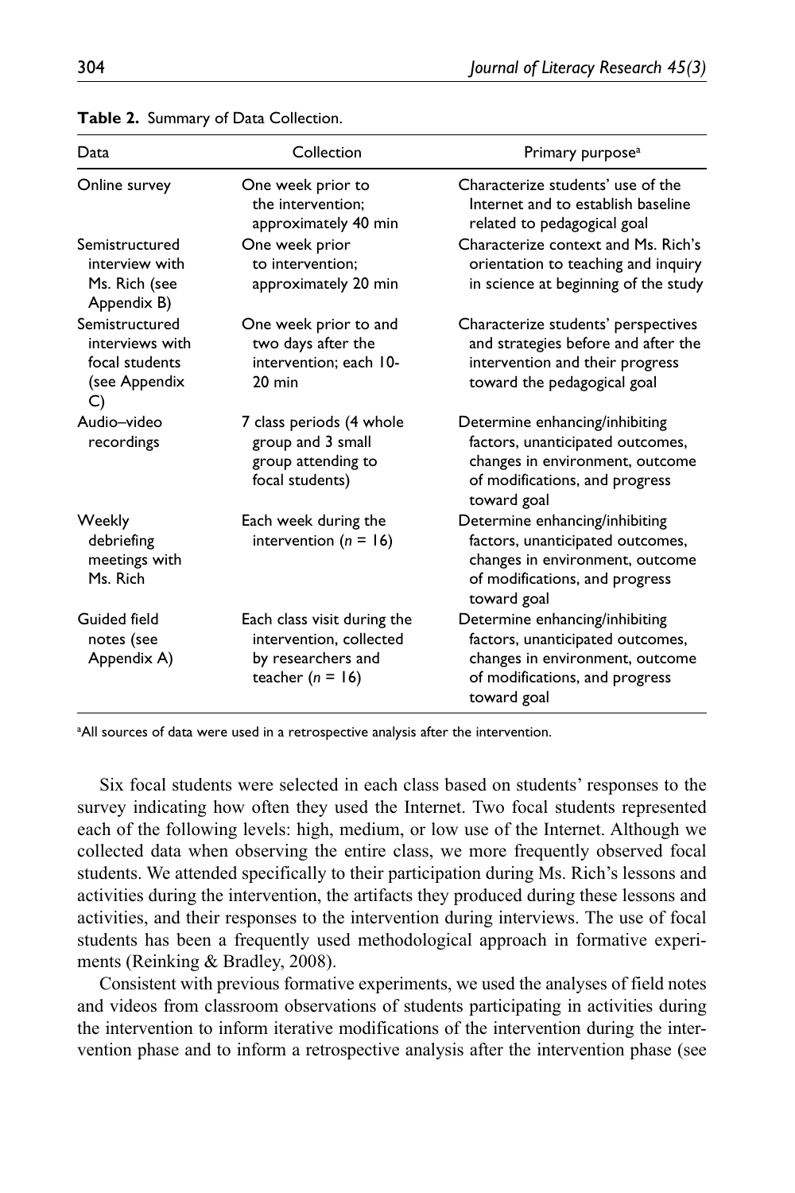**Table 2.** Summary of Data Collection.

| Data | Collection | Primary purpose[a] |
| --- | --- | --- |
| Online survey | One week prior to the intervention; approximately 40 min | Characterize students' use of the Internet and to establish baseline related to pedagogical goal |
| Semistructured interview with Ms. Rich (see Appendix B) | One week prior to intervention; approximately 20 min | Characterize context and Ms. Rich's orientation to teaching and inquiry in science at beginning of the study |
| Semistructured interviews with focal students (see Appendix C) | One week prior to and two days after the intervention; each 10-20 min | Characterize students' perspectives and strategies before and after the intervention and their progress toward the pedagogical goal |
| Audio–video recordings | 7 class periods (4 whole group and 3 small group attending to focal students) | Determine enhancing/inhibiting factors, unanticipated outcomes, changes in environment, outcome of modifications, and progress toward goal |
| Weekly debriefing meetings with Ms. Rich | Each week during the intervention ($n$ = 16) | Determine enhancing/inhibiting factors, unanticipated outcomes, changes in environment, outcome of modifications, and progress toward goal |
| Guided field notes (see Appendix A) | Each class visit during the intervention, collected by researchers and teacher ($n$ = 16) | Determine enhancing/inhibiting factors, unanticipated outcomes, changes in environment, outcome of modifications, and progress toward goal |

[a]All sources of data were used in a retrospective analysis after the intervention.

Six focal students were selected in each class based on students' responses to the survey indicating how often they used the Internet. Two focal students represented each of the following levels: high, medium, or low use of the Internet. Although we collected data when observing the entire class, we more frequently observed focal students. We attended specifically to their participation during Ms. Rich's lessons and activities during the intervention, the artifacts they produced during these lessons and activities, and their responses to the intervention during interviews. The use of focal students has been a frequently used methodological approach in formative experiments (Reinking & Bradley, 2008).

Consistent with previous formative experiments, we used the analyses of field notes and videos from classroom observations of students participating in activities during the intervention to inform iterative modifications of the intervention during the intervention phase and to inform a retrospective analysis after the intervention phase (see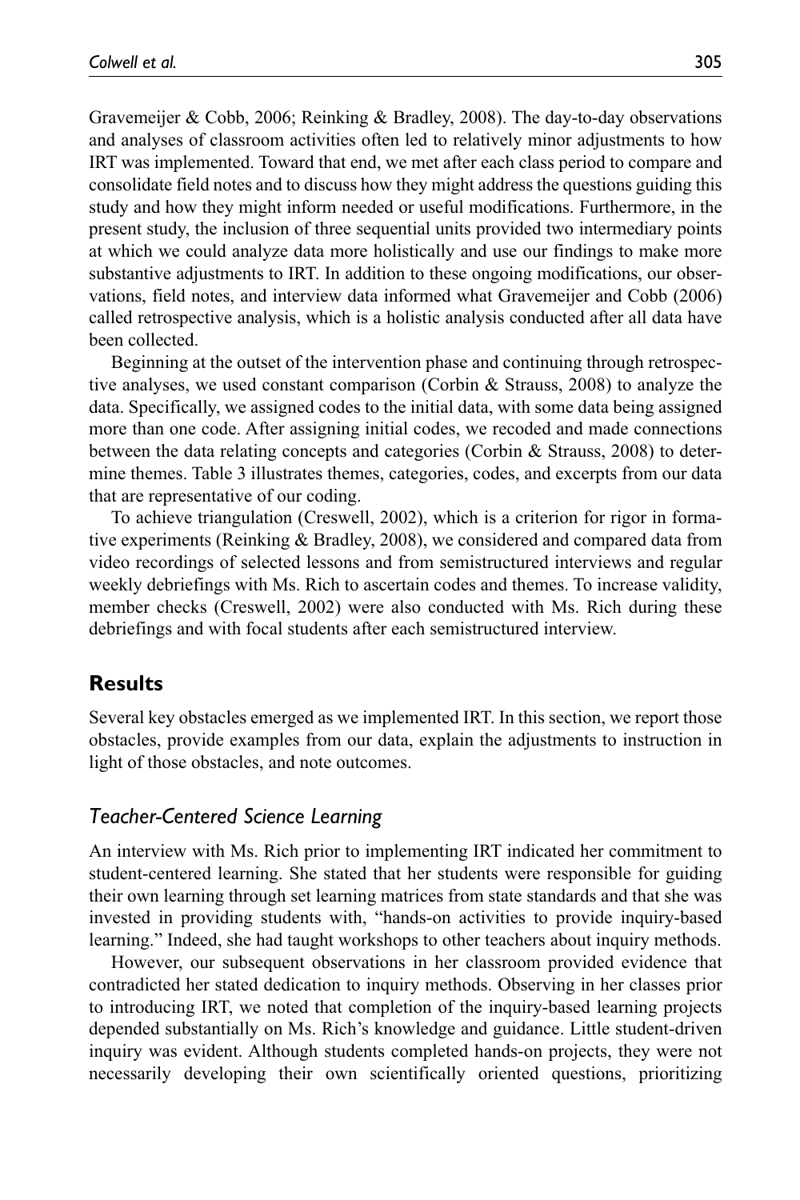Gravemeijer & Cobb, 2006; Reinking & Bradley, 2008). The day-to-day observations and analyses of classroom activities often led to relatively minor adjustments to how IRT was implemented. Toward that end, we met after each class period to compare and consolidate field notes and to discuss how they might address the questions guiding this study and how they might inform needed or useful modifications. Furthermore, in the present study, the inclusion of three sequential units provided two intermediary points at which we could analyze data more holistically and use our findings to make more substantive adjustments to IRT. In addition to these ongoing modifications, our observations, field notes, and interview data informed what Gravemeijer and Cobb (2006) called retrospective analysis, which is a holistic analysis conducted after all data have been collected.

Beginning at the outset of the intervention phase and continuing through retrospective analyses, we used constant comparison (Corbin & Strauss, 2008) to analyze the data. Specifically, we assigned codes to the initial data, with some data being assigned more than one code. After assigning initial codes, we recoded and made connections between the data relating concepts and categories (Corbin & Strauss, 2008) to determine themes. Table 3 illustrates themes, categories, codes, and excerpts from our data that are representative of our coding.

To achieve triangulation (Creswell, 2002), which is a criterion for rigor in formative experiments (Reinking & Bradley, 2008), we considered and compared data from video recordings of selected lessons and from semistructured interviews and regular weekly debriefings with Ms. Rich to ascertain codes and themes. To increase validity, member checks (Creswell, 2002) were also conducted with Ms. Rich during these debriefings and with focal students after each semistructured interview.

## Results

Several key obstacles emerged as we implemented IRT. In this section, we report those obstacles, provide examples from our data, explain the adjustments to instruction in light of those obstacles, and note outcomes.

### *Teacher-Centered Science Learning*

An interview with Ms. Rich prior to implementing IRT indicated her commitment to student-centered learning. She stated that her students were responsible for guiding their own learning through set learning matrices from state standards and that she was invested in providing students with, "hands-on activities to provide inquiry-based learning." Indeed, she had taught workshops to other teachers about inquiry methods.

However, our subsequent observations in her classroom provided evidence that contradicted her stated dedication to inquiry methods. Observing in her classes prior to introducing IRT, we noted that completion of the inquiry-based learning projects depended substantially on Ms. Rich's knowledge and guidance. Little student-driven inquiry was evident. Although students completed hands-on projects, they were not necessarily developing their own scientifically oriented questions, prioritizing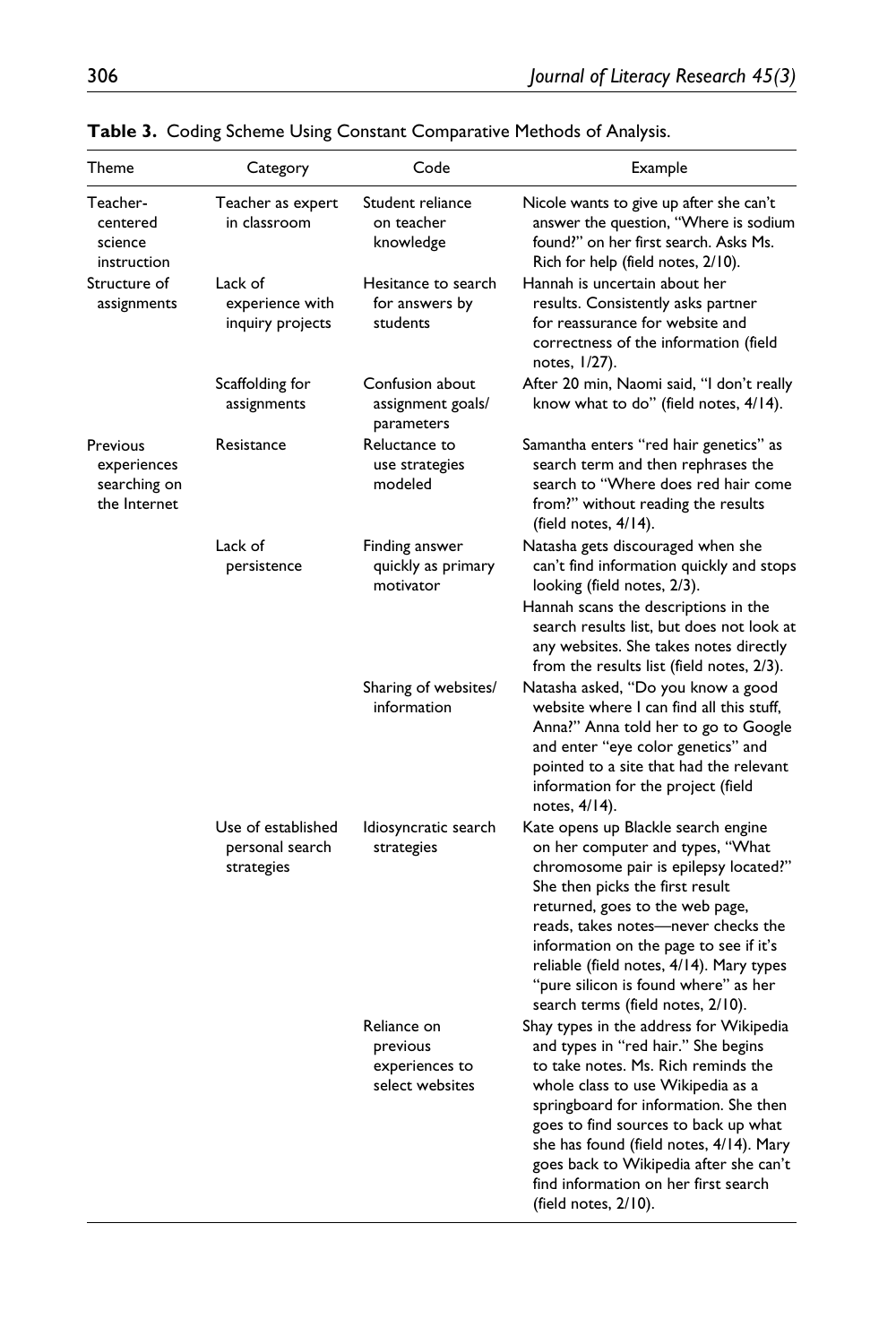**Table 3.** Coding Scheme Using Constant Comparative Methods of Analysis.

| Theme | Category | Code | Example |
|---|---|---|---|
| Teacher-centered science instruction | Teacher as expert in classroom | Student reliance on teacher knowledge | Nicole wants to give up after she can't answer the question, "Where is sodium found?" on her first search. Asks Ms. Rich for help (field notes, 2/10). |
| Structure of assignments | Lack of experience with inquiry projects | Hesitance to search for answers by students | Hannah is uncertain about her results. Consistently asks partner for reassurance for website and correctness of the information (field notes, 1/27). |
| | Scaffolding for assignments | Confusion about assignment goals/ parameters | After 20 min, Naomi said, "I don't really know what to do" (field notes, 4/14). |
| Previous experiences searching on the Internet | Resistance | Reluctance to use strategies modeled | Samantha enters "red hair genetics" as search term and then rephrases the search to "Where does red hair come from?" without reading the results (field notes, 4/14). |
| | Lack of persistence | Finding answer quickly as primary motivator | Natasha gets discouraged when she can't find information quickly and stops looking (field notes, 2/3). Hannah scans the descriptions in the search results list, but does not look at any websites. She takes notes directly from the results list (field notes, 2/3). |
| | | Sharing of websites/ information | Natasha asked, "Do you know a good website where I can find all this stuff, Anna?" Anna told her to go to Google and enter "eye color genetics" and pointed to a site that had the relevant information for the project (field notes, 4/14). |
| | Use of established personal search strategies | Idiosyncratic search strategies | Kate opens up Blackle search engine on her computer and types, "What chromosome pair is epilepsy located?" She then picks the first result returned, goes to the web page, reads, takes notes—never checks the information on the page to see if it's reliable (field notes, 4/14). Mary types "pure silicon is found where" as her search terms (field notes, 2/10). |
| | | Reliance on previous experiences to select websites | Shay types in the address for Wikipedia and types in "red hair." She begins to take notes. Ms. Rich reminds the whole class to use Wikipedia as a springboard for information. She then goes to find sources to back up what she has found (field notes, 4/14). Mary goes back to Wikipedia after she can't find information on her first search (field notes, 2/10). |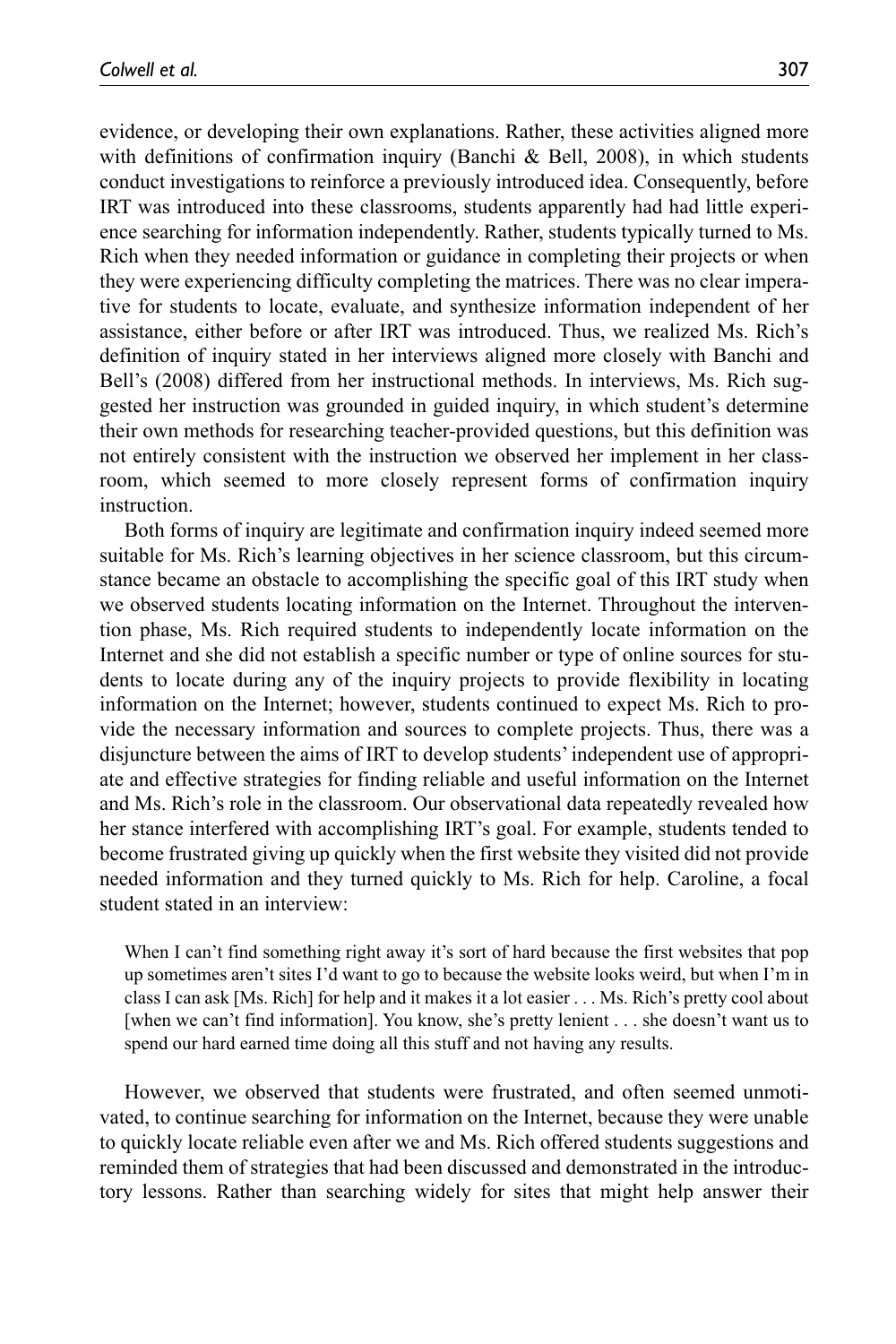evidence, or developing their own explanations. Rather, these activities aligned more with definitions of confirmation inquiry (Banchi & Bell, 2008), in which students conduct investigations to reinforce a previously introduced idea. Consequently, before IRT was introduced into these classrooms, students apparently had had little experience searching for information independently. Rather, students typically turned to Ms. Rich when they needed information or guidance in completing their projects or when they were experiencing difficulty completing the matrices. There was no clear imperative for students to locate, evaluate, and synthesize information independent of her assistance, either before or after IRT was introduced. Thus, we realized Ms. Rich's definition of inquiry stated in her interviews aligned more closely with Banchi and Bell's (2008) differed from her instructional methods. In interviews, Ms. Rich suggested her instruction was grounded in guided inquiry, in which student's determine their own methods for researching teacher-provided questions, but this definition was not entirely consistent with the instruction we observed her implement in her classroom, which seemed to more closely represent forms of confirmation inquiry instruction.

Both forms of inquiry are legitimate and confirmation inquiry indeed seemed more suitable for Ms. Rich's learning objectives in her science classroom, but this circumstance became an obstacle to accomplishing the specific goal of this IRT study when we observed students locating information on the Internet. Throughout the intervention phase, Ms. Rich required students to independently locate information on the Internet and she did not establish a specific number or type of online sources for students to locate during any of the inquiry projects to provide flexibility in locating information on the Internet; however, students continued to expect Ms. Rich to provide the necessary information and sources to complete projects. Thus, there was a disjuncture between the aims of IRT to develop students' independent use of appropriate and effective strategies for finding reliable and useful information on the Internet and Ms. Rich's role in the classroom. Our observational data repeatedly revealed how her stance interfered with accomplishing IRT's goal. For example, students tended to become frustrated giving up quickly when the first website they visited did not provide needed information and they turned quickly to Ms. Rich for help. Caroline, a focal student stated in an interview:

> When I can't find something right away it's sort of hard because the first websites that pop up sometimes aren't sites I'd want to go to because the website looks weird, but when I'm in class I can ask [Ms. Rich] for help and it makes it a lot easier . . . Ms. Rich's pretty cool about [when we can't find information]. You know, she's pretty lenient . . . she doesn't want us to spend our hard earned time doing all this stuff and not having any results.

However, we observed that students were frustrated, and often seemed unmotivated, to continue searching for information on the Internet, because they were unable to quickly locate reliable even after we and Ms. Rich offered students suggestions and reminded them of strategies that had been discussed and demonstrated in the introductory lessons. Rather than searching widely for sites that might help answer their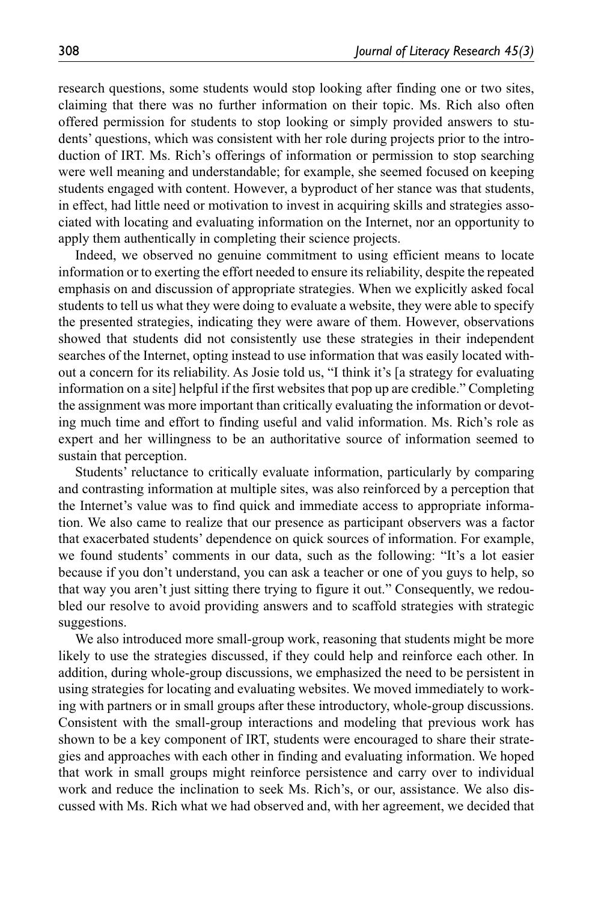research questions, some students would stop looking after finding one or two sites, claiming that there was no further information on their topic. Ms. Rich also often offered permission for students to stop looking or simply provided answers to students' questions, which was consistent with her role during projects prior to the introduction of IRT. Ms. Rich's offerings of information or permission to stop searching were well meaning and understandable; for example, she seemed focused on keeping students engaged with content. However, a byproduct of her stance was that students, in effect, had little need or motivation to invest in acquiring skills and strategies associated with locating and evaluating information on the Internet, nor an opportunity to apply them authentically in completing their science projects.

Indeed, we observed no genuine commitment to using efficient means to locate information or to exerting the effort needed to ensure its reliability, despite the repeated emphasis on and discussion of appropriate strategies. When we explicitly asked focal students to tell us what they were doing to evaluate a website, they were able to specify the presented strategies, indicating they were aware of them. However, observations showed that students did not consistently use these strategies in their independent searches of the Internet, opting instead to use information that was easily located without a concern for its reliability. As Josie told us, "I think it's [a strategy for evaluating information on a site] helpful if the first websites that pop up are credible." Completing the assignment was more important than critically evaluating the information or devoting much time and effort to finding useful and valid information. Ms. Rich's role as expert and her willingness to be an authoritative source of information seemed to sustain that perception.

Students' reluctance to critically evaluate information, particularly by comparing and contrasting information at multiple sites, was also reinforced by a perception that the Internet's value was to find quick and immediate access to appropriate information. We also came to realize that our presence as participant observers was a factor that exacerbated students' dependence on quick sources of information. For example, we found students' comments in our data, such as the following: "It's a lot easier because if you don't understand, you can ask a teacher or one of you guys to help, so that way you aren't just sitting there trying to figure it out." Consequently, we redoubled our resolve to avoid providing answers and to scaffold strategies with strategic suggestions.

We also introduced more small-group work, reasoning that students might be more likely to use the strategies discussed, if they could help and reinforce each other. In addition, during whole-group discussions, we emphasized the need to be persistent in using strategies for locating and evaluating websites. We moved immediately to working with partners or in small groups after these introductory, whole-group discussions. Consistent with the small-group interactions and modeling that previous work has shown to be a key component of IRT, students were encouraged to share their strategies and approaches with each other in finding and evaluating information. We hoped that work in small groups might reinforce persistence and carry over to individual work and reduce the inclination to seek Ms. Rich's, or our, assistance. We also discussed with Ms. Rich what we had observed and, with her agreement, we decided that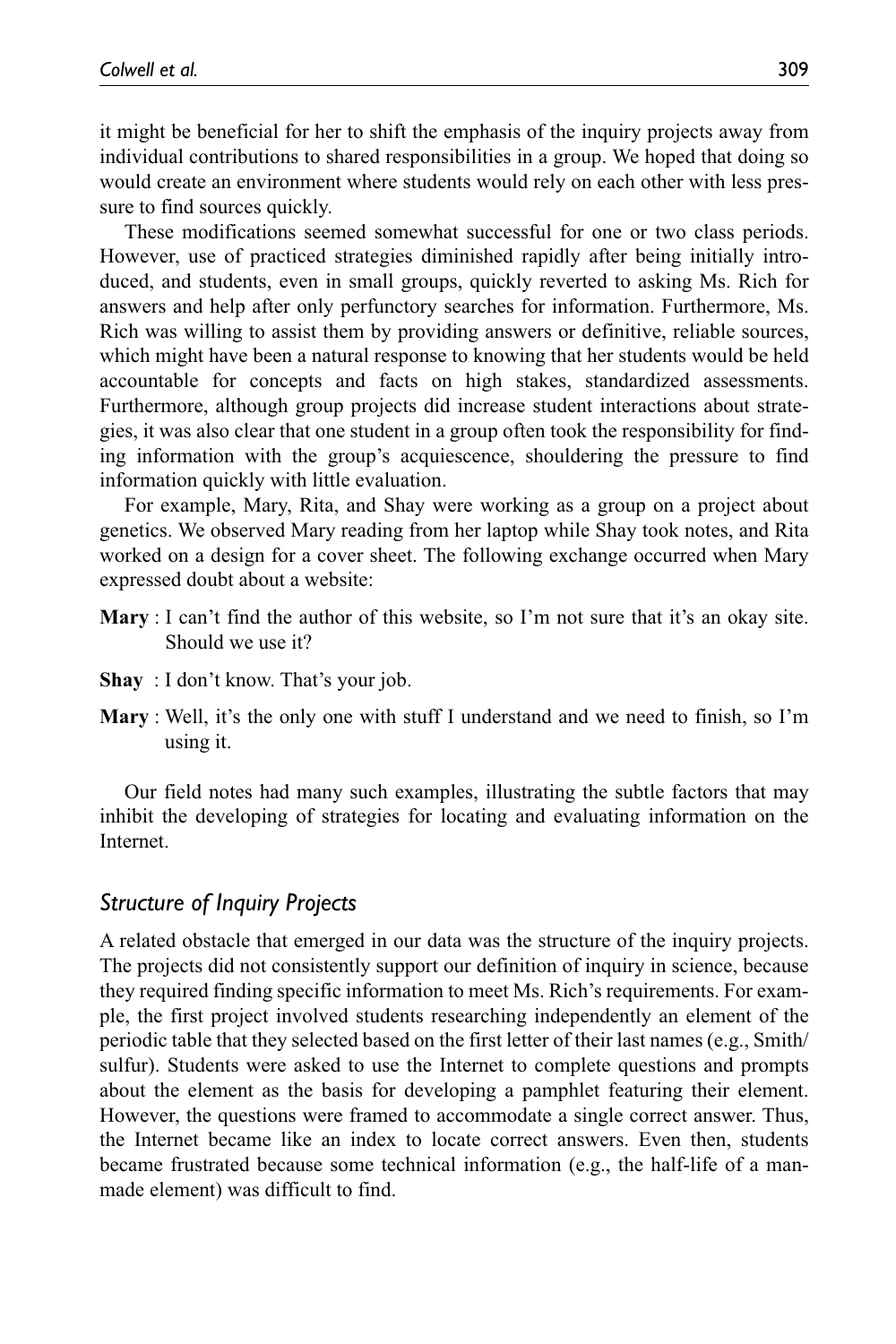it might be beneficial for her to shift the emphasis of the inquiry projects away from individual contributions to shared responsibilities in a group. We hoped that doing so would create an environment where students would rely on each other with less pressure to find sources quickly.

These modifications seemed somewhat successful for one or two class periods. However, use of practiced strategies diminished rapidly after being initially introduced, and students, even in small groups, quickly reverted to asking Ms. Rich for answers and help after only perfunctory searches for information. Furthermore, Ms. Rich was willing to assist them by providing answers or definitive, reliable sources, which might have been a natural response to knowing that her students would be held accountable for concepts and facts on high stakes, standardized assessments. Furthermore, although group projects did increase student interactions about strategies, it was also clear that one student in a group often took the responsibility for finding information with the group's acquiescence, shouldering the pressure to find information quickly with little evaluation.

For example, Mary, Rita, and Shay were working as a group on a project about genetics. We observed Mary reading from her laptop while Shay took notes, and Rita worked on a design for a cover sheet. The following exchange occurred when Mary expressed doubt about a website:

**Mary** : I can't find the author of this website, so I'm not sure that it's an okay site. Should we use it?

**Shay** : I don't know. That's your job.

**Mary** : Well, it's the only one with stuff I understand and we need to finish, so I'm using it.

Our field notes had many such examples, illustrating the subtle factors that may inhibit the developing of strategies for locating and evaluating information on the Internet.

## *Structure of Inquiry Projects*

A related obstacle that emerged in our data was the structure of the inquiry projects. The projects did not consistently support our definition of inquiry in science, because they required finding specific information to meet Ms. Rich's requirements. For example, the first project involved students researching independently an element of the periodic table that they selected based on the first letter of their last names (e.g., Smith/sulfur). Students were asked to use the Internet to complete questions and prompts about the element as the basis for developing a pamphlet featuring their element. However, the questions were framed to accommodate a single correct answer. Thus, the Internet became like an index to locate correct answers. Even then, students became frustrated because some technical information (e.g., the half-life of a man-made element) was difficult to find.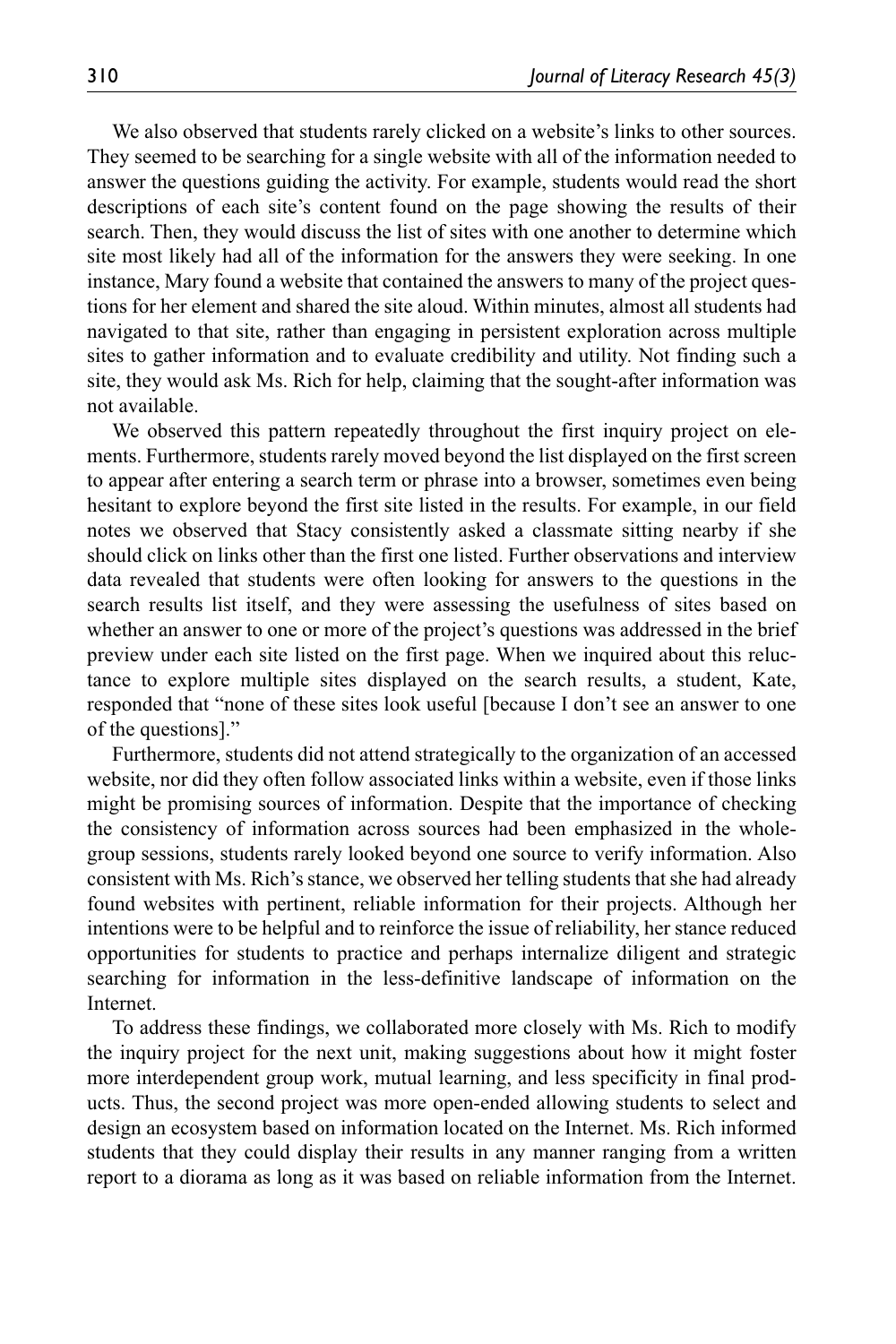We also observed that students rarely clicked on a website's links to other sources. They seemed to be searching for a single website with all of the information needed to answer the questions guiding the activity. For example, students would read the short descriptions of each site's content found on the page showing the results of their search. Then, they would discuss the list of sites with one another to determine which site most likely had all of the information for the answers they were seeking. In one instance, Mary found a website that contained the answers to many of the project questions for her element and shared the site aloud. Within minutes, almost all students had navigated to that site, rather than engaging in persistent exploration across multiple sites to gather information and to evaluate credibility and utility. Not finding such a site, they would ask Ms. Rich for help, claiming that the sought-after information was not available.

We observed this pattern repeatedly throughout the first inquiry project on elements. Furthermore, students rarely moved beyond the list displayed on the first screen to appear after entering a search term or phrase into a browser, sometimes even being hesitant to explore beyond the first site listed in the results. For example, in our field notes we observed that Stacy consistently asked a classmate sitting nearby if she should click on links other than the first one listed. Further observations and interview data revealed that students were often looking for answers to the questions in the search results list itself, and they were assessing the usefulness of sites based on whether an answer to one or more of the project's questions was addressed in the brief preview under each site listed on the first page. When we inquired about this reluctance to explore multiple sites displayed on the search results, a student, Kate, responded that "none of these sites look useful [because I don't see an answer to one of the questions]."

Furthermore, students did not attend strategically to the organization of an accessed website, nor did they often follow associated links within a website, even if those links might be promising sources of information. Despite that the importance of checking the consistency of information across sources had been emphasized in the whole-group sessions, students rarely looked beyond one source to verify information. Also consistent with Ms. Rich's stance, we observed her telling students that she had already found websites with pertinent, reliable information for their projects. Although her intentions were to be helpful and to reinforce the issue of reliability, her stance reduced opportunities for students to practice and perhaps internalize diligent and strategic searching for information in the less-definitive landscape of information on the Internet.

To address these findings, we collaborated more closely with Ms. Rich to modify the inquiry project for the next unit, making suggestions about how it might foster more interdependent group work, mutual learning, and less specificity in final products. Thus, the second project was more open-ended allowing students to select and design an ecosystem based on information located on the Internet. Ms. Rich informed students that they could display their results in any manner ranging from a written report to a diorama as long as it was based on reliable information from the Internet.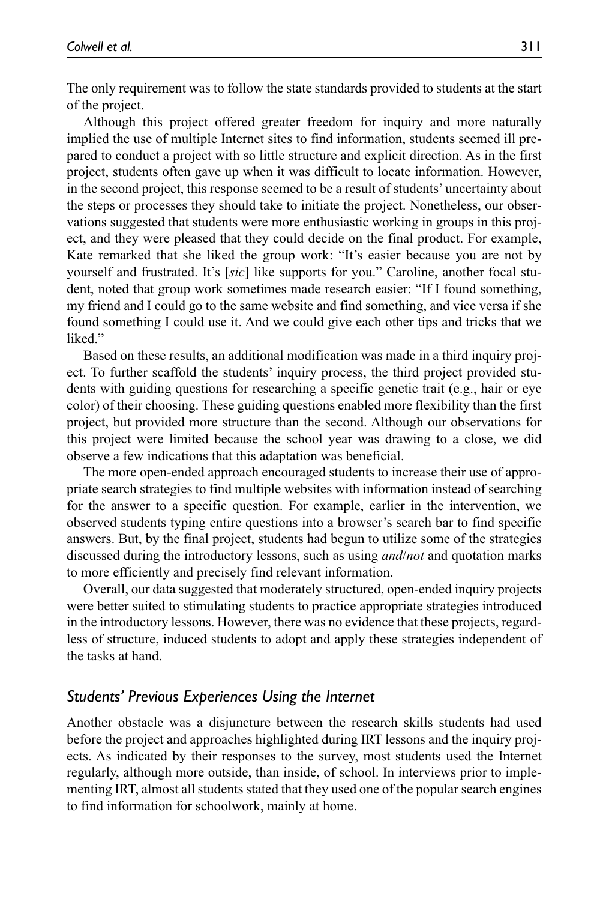The only requirement was to follow the state standards provided to students at the start of the project.

Although this project offered greater freedom for inquiry and more naturally implied the use of multiple Internet sites to find information, students seemed ill prepared to conduct a project with so little structure and explicit direction. As in the first project, students often gave up when it was difficult to locate information. However, in the second project, this response seemed to be a result of students' uncertainty about the steps or processes they should take to initiate the project. Nonetheless, our observations suggested that students were more enthusiastic working in groups in this project, and they were pleased that they could decide on the final product. For example, Kate remarked that she liked the group work: "It's easier because you are not by yourself and frustrated. It's [*sic*] like supports for you." Caroline, another focal student, noted that group work sometimes made research easier: "If I found something, my friend and I could go to the same website and find something, and vice versa if she found something I could use it. And we could give each other tips and tricks that we liked."

Based on these results, an additional modification was made in a third inquiry project. To further scaffold the students' inquiry process, the third project provided students with guiding questions for researching a specific genetic trait (e.g., hair or eye color) of their choosing. These guiding questions enabled more flexibility than the first project, but provided more structure than the second. Although our observations for this project were limited because the school year was drawing to a close, we did observe a few indications that this adaptation was beneficial.

The more open-ended approach encouraged students to increase their use of appropriate search strategies to find multiple websites with information instead of searching for the answer to a specific question. For example, earlier in the intervention, we observed students typing entire questions into a browser's search bar to find specific answers. But, by the final project, students had begun to utilize some of the strategies discussed during the introductory lessons, such as using *and*/*not* and quotation marks to more efficiently and precisely find relevant information.

Overall, our data suggested that moderately structured, open-ended inquiry projects were better suited to stimulating students to practice appropriate strategies introduced in the introductory lessons. However, there was no evidence that these projects, regardless of structure, induced students to adopt and apply these strategies independent of the tasks at hand.

### *Students' Previous Experiences Using the Internet*

Another obstacle was a disjuncture between the research skills students had used before the project and approaches highlighted during IRT lessons and the inquiry projects. As indicated by their responses to the survey, most students used the Internet regularly, although more outside, than inside, of school. In interviews prior to implementing IRT, almost all students stated that they used one of the popular search engines to find information for schoolwork, mainly at home.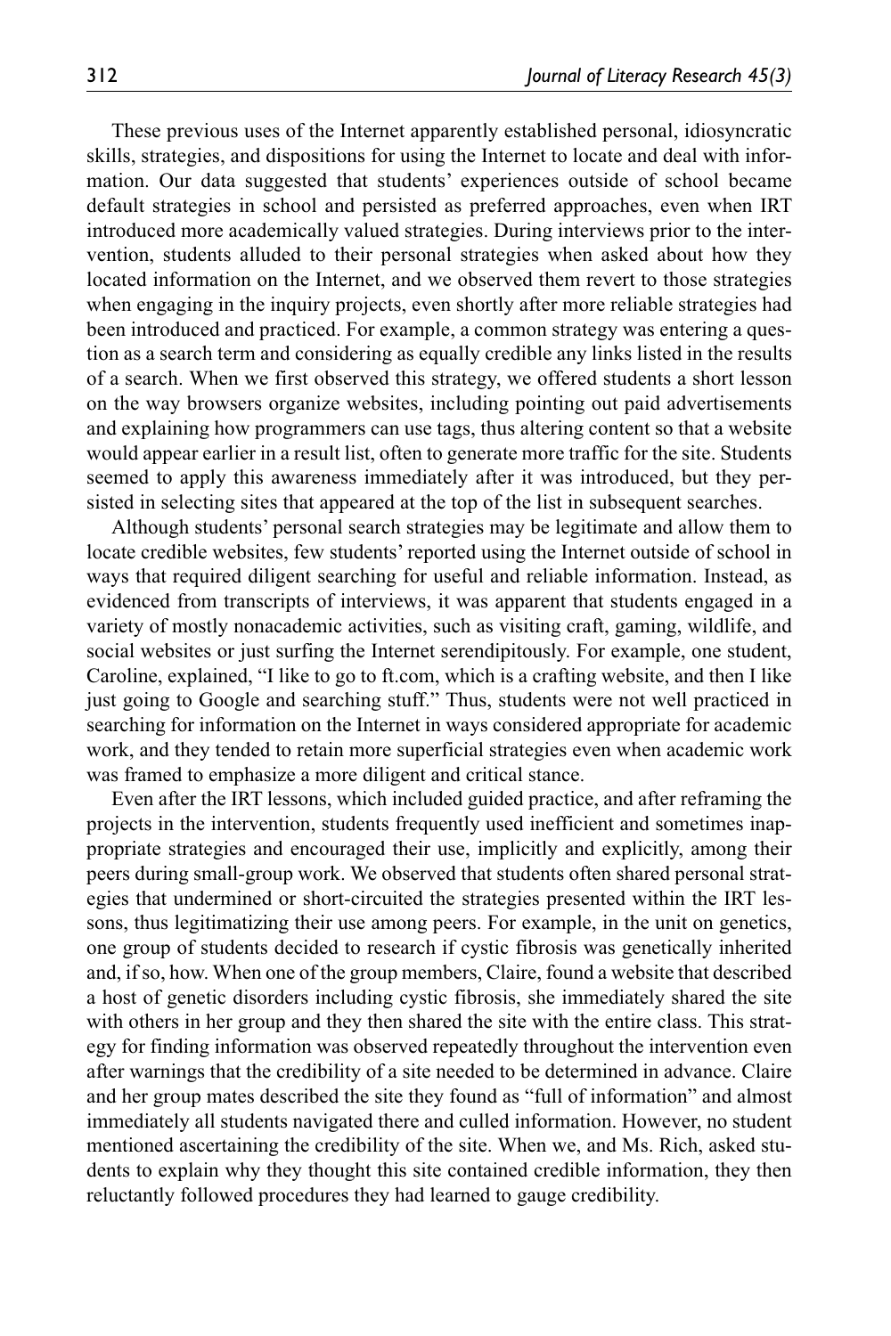These previous uses of the Internet apparently established personal, idiosyncratic skills, strategies, and dispositions for using the Internet to locate and deal with information. Our data suggested that students' experiences outside of school became default strategies in school and persisted as preferred approaches, even when IRT introduced more academically valued strategies. During interviews prior to the intervention, students alluded to their personal strategies when asked about how they located information on the Internet, and we observed them revert to those strategies when engaging in the inquiry projects, even shortly after more reliable strategies had been introduced and practiced. For example, a common strategy was entering a question as a search term and considering as equally credible any links listed in the results of a search. When we first observed this strategy, we offered students a short lesson on the way browsers organize websites, including pointing out paid advertisements and explaining how programmers can use tags, thus altering content so that a website would appear earlier in a result list, often to generate more traffic for the site. Students seemed to apply this awareness immediately after it was introduced, but they persisted in selecting sites that appeared at the top of the list in subsequent searches.

Although students' personal search strategies may be legitimate and allow them to locate credible websites, few students' reported using the Internet outside of school in ways that required diligent searching for useful and reliable information. Instead, as evidenced from transcripts of interviews, it was apparent that students engaged in a variety of mostly nonacademic activities, such as visiting craft, gaming, wildlife, and social websites or just surfing the Internet serendipitously. For example, one student, Caroline, explained, "I like to go to ft.com, which is a crafting website, and then I like just going to Google and searching stuff." Thus, students were not well practiced in searching for information on the Internet in ways considered appropriate for academic work, and they tended to retain more superficial strategies even when academic work was framed to emphasize a more diligent and critical stance.

Even after the IRT lessons, which included guided practice, and after reframing the projects in the intervention, students frequently used inefficient and sometimes inappropriate strategies and encouraged their use, implicitly and explicitly, among their peers during small-group work. We observed that students often shared personal strategies that undermined or short-circuited the strategies presented within the IRT lessons, thus legitimatizing their use among peers. For example, in the unit on genetics, one group of students decided to research if cystic fibrosis was genetically inherited and, if so, how. When one of the group members, Claire, found a website that described a host of genetic disorders including cystic fibrosis, she immediately shared the site with others in her group and they then shared the site with the entire class. This strategy for finding information was observed repeatedly throughout the intervention even after warnings that the credibility of a site needed to be determined in advance. Claire and her group mates described the site they found as "full of information" and almost immediately all students navigated there and culled information. However, no student mentioned ascertaining the credibility of the site. When we, and Ms. Rich, asked students to explain why they thought this site contained credible information, they then reluctantly followed procedures they had learned to gauge credibility.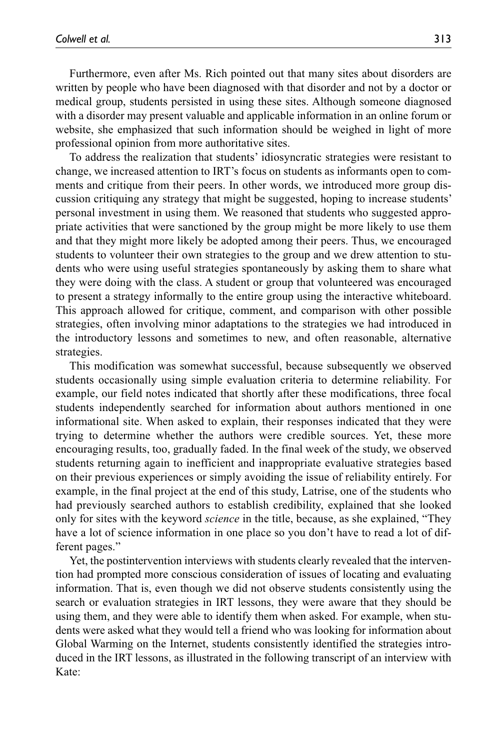Furthermore, even after Ms. Rich pointed out that many sites about disorders are written by people who have been diagnosed with that disorder and not by a doctor or medical group, students persisted in using these sites. Although someone diagnosed with a disorder may present valuable and applicable information in an online forum or website, she emphasized that such information should be weighed in light of more professional opinion from more authoritative sites.

To address the realization that students' idiosyncratic strategies were resistant to change, we increased attention to IRT's focus on students as informants open to comments and critique from their peers. In other words, we introduced more group discussion critiquing any strategy that might be suggested, hoping to increase students' personal investment in using them. We reasoned that students who suggested appropriate activities that were sanctioned by the group might be more likely to use them and that they might more likely be adopted among their peers. Thus, we encouraged students to volunteer their own strategies to the group and we drew attention to students who were using useful strategies spontaneously by asking them to share what they were doing with the class. A student or group that volunteered was encouraged to present a strategy informally to the entire group using the interactive whiteboard. This approach allowed for critique, comment, and comparison with other possible strategies, often involving minor adaptations to the strategies we had introduced in the introductory lessons and sometimes to new, and often reasonable, alternative strategies.

This modification was somewhat successful, because subsequently we observed students occasionally using simple evaluation criteria to determine reliability. For example, our field notes indicated that shortly after these modifications, three focal students independently searched for information about authors mentioned in one informational site. When asked to explain, their responses indicated that they were trying to determine whether the authors were credible sources. Yet, these more encouraging results, too, gradually faded. In the final week of the study, we observed students returning again to inefficient and inappropriate evaluative strategies based on their previous experiences or simply avoiding the issue of reliability entirely. For example, in the final project at the end of this study, Latrise, one of the students who had previously searched authors to establish credibility, explained that she looked only for sites with the keyword *science* in the title, because, as she explained, "They have a lot of science information in one place so you don't have to read a lot of different pages."

Yet, the postintervention interviews with students clearly revealed that the intervention had prompted more conscious consideration of issues of locating and evaluating information. That is, even though we did not observe students consistently using the search or evaluation strategies in IRT lessons, they were aware that they should be using them, and they were able to identify them when asked. For example, when students were asked what they would tell a friend who was looking for information about Global Warming on the Internet, students consistently identified the strategies introduced in the IRT lessons, as illustrated in the following transcript of an interview with Kate: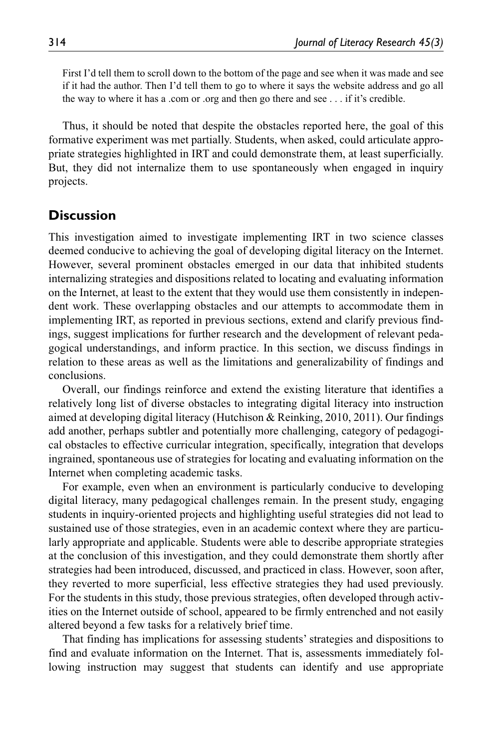> First I'd tell them to scroll down to the bottom of the page and see when it was made and see if it had the author. Then I'd tell them to go to where it says the website address and go all the way to where it has a .com or .org and then go there and see . . . if it's credible.

Thus, it should be noted that despite the obstacles reported here, the goal of this formative experiment was met partially. Students, when asked, could articulate appropriate strategies highlighted in IRT and could demonstrate them, at least superficially. But, they did not internalize them to use spontaneously when engaged in inquiry projects.

## Discussion

This investigation aimed to investigate implementing IRT in two science classes deemed conducive to achieving the goal of developing digital literacy on the Internet. However, several prominent obstacles emerged in our data that inhibited students internalizing strategies and dispositions related to locating and evaluating information on the Internet, at least to the extent that they would use them consistently in independent work. These overlapping obstacles and our attempts to accommodate them in implementing IRT, as reported in previous sections, extend and clarify previous findings, suggest implications for further research and the development of relevant pedagogical understandings, and inform practice. In this section, we discuss findings in relation to these areas as well as the limitations and generalizability of findings and conclusions.

Overall, our findings reinforce and extend the existing literature that identifies a relatively long list of diverse obstacles to integrating digital literacy into instruction aimed at developing digital literacy (Hutchison & Reinking, 2010, 2011). Our findings add another, perhaps subtler and potentially more challenging, category of pedagogical obstacles to effective curricular integration, specifically, integration that develops ingrained, spontaneous use of strategies for locating and evaluating information on the Internet when completing academic tasks.

For example, even when an environment is particularly conducive to developing digital literacy, many pedagogical challenges remain. In the present study, engaging students in inquiry-oriented projects and highlighting useful strategies did not lead to sustained use of those strategies, even in an academic context where they are particularly appropriate and applicable. Students were able to describe appropriate strategies at the conclusion of this investigation, and they could demonstrate them shortly after strategies had been introduced, discussed, and practiced in class. However, soon after, they reverted to more superficial, less effective strategies they had used previously. For the students in this study, those previous strategies, often developed through activities on the Internet outside of school, appeared to be firmly entrenched and not easily altered beyond a few tasks for a relatively brief time.

That finding has implications for assessing students' strategies and dispositions to find and evaluate information on the Internet. That is, assessments immediately following instruction may suggest that students can identify and use appropriate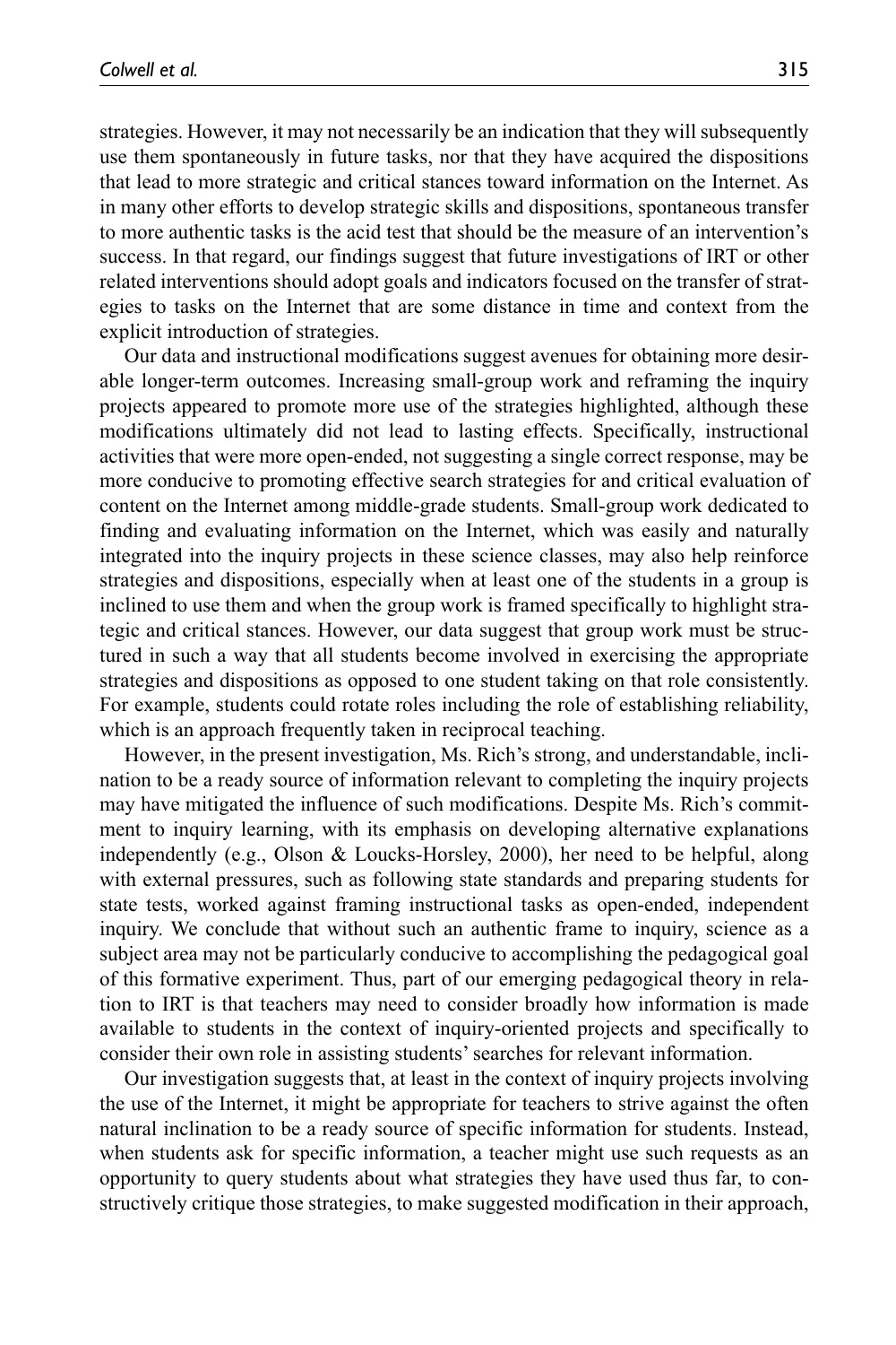strategies. However, it may not necessarily be an indication that they will subsequently use them spontaneously in future tasks, nor that they have acquired the dispositions that lead to more strategic and critical stances toward information on the Internet. As in many other efforts to develop strategic skills and dispositions, spontaneous transfer to more authentic tasks is the acid test that should be the measure of an intervention's success. In that regard, our findings suggest that future investigations of IRT or other related interventions should adopt goals and indicators focused on the transfer of strategies to tasks on the Internet that are some distance in time and context from the explicit introduction of strategies.

Our data and instructional modifications suggest avenues for obtaining more desirable longer-term outcomes. Increasing small-group work and reframing the inquiry projects appeared to promote more use of the strategies highlighted, although these modifications ultimately did not lead to lasting effects. Specifically, instructional activities that were more open-ended, not suggesting a single correct response, may be more conducive to promoting effective search strategies for and critical evaluation of content on the Internet among middle-grade students. Small-group work dedicated to finding and evaluating information on the Internet, which was easily and naturally integrated into the inquiry projects in these science classes, may also help reinforce strategies and dispositions, especially when at least one of the students in a group is inclined to use them and when the group work is framed specifically to highlight strategic and critical stances. However, our data suggest that group work must be structured in such a way that all students become involved in exercising the appropriate strategies and dispositions as opposed to one student taking on that role consistently. For example, students could rotate roles including the role of establishing reliability, which is an approach frequently taken in reciprocal teaching.

However, in the present investigation, Ms. Rich's strong, and understandable, inclination to be a ready source of information relevant to completing the inquiry projects may have mitigated the influence of such modifications. Despite Ms. Rich's commitment to inquiry learning, with its emphasis on developing alternative explanations independently (e.g., Olson & Loucks-Horsley, 2000), her need to be helpful, along with external pressures, such as following state standards and preparing students for state tests, worked against framing instructional tasks as open-ended, independent inquiry. We conclude that without such an authentic frame to inquiry, science as a subject area may not be particularly conducive to accomplishing the pedagogical goal of this formative experiment. Thus, part of our emerging pedagogical theory in relation to IRT is that teachers may need to consider broadly how information is made available to students in the context of inquiry-oriented projects and specifically to consider their own role in assisting students' searches for relevant information.

Our investigation suggests that, at least in the context of inquiry projects involving the use of the Internet, it might be appropriate for teachers to strive against the often natural inclination to be a ready source of specific information for students. Instead, when students ask for specific information, a teacher might use such requests as an opportunity to query students about what strategies they have used thus far, to constructively critique those strategies, to make suggested modification in their approach,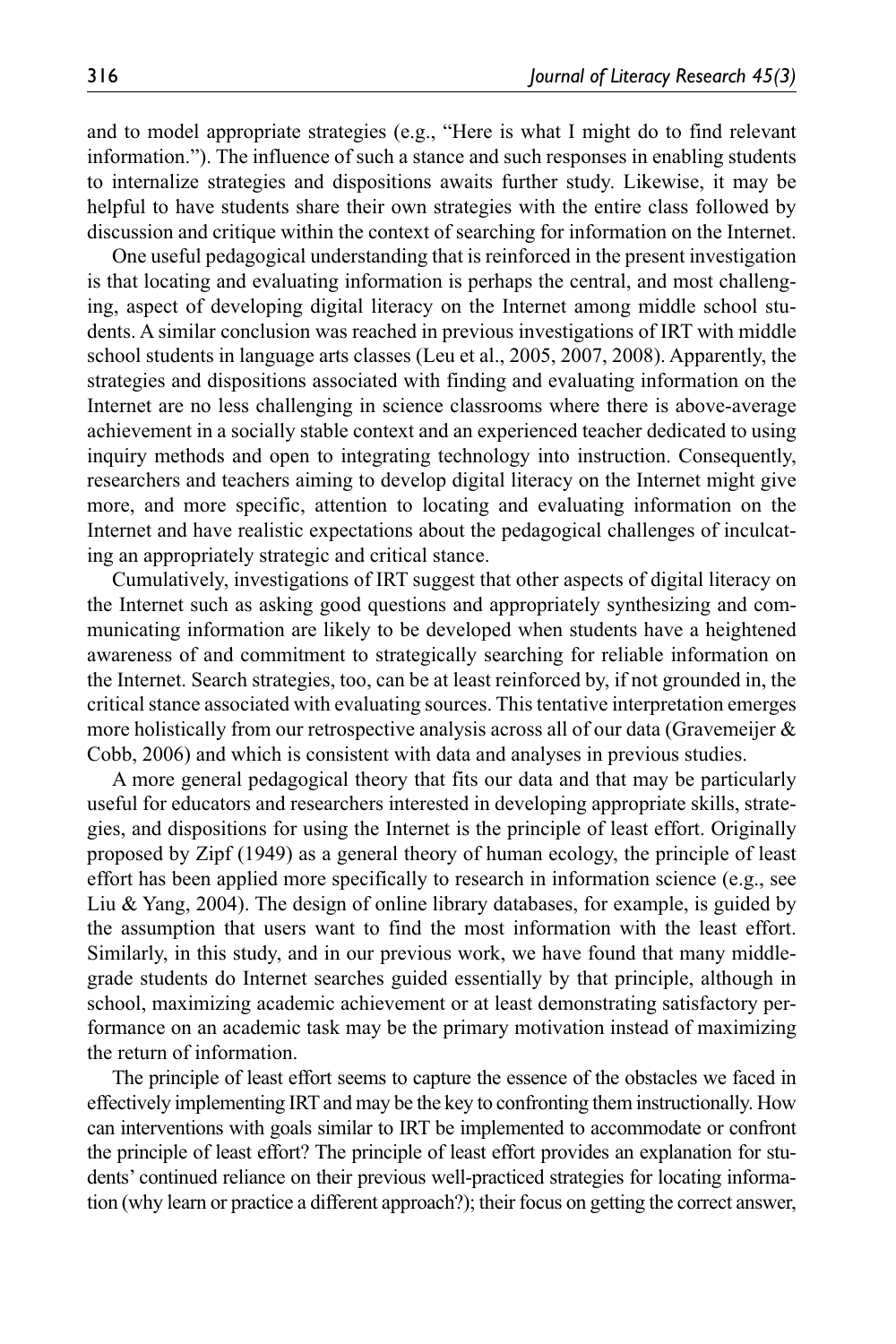and to model appropriate strategies (e.g., "Here is what I might do to find relevant information."). The influence of such a stance and such responses in enabling students to internalize strategies and dispositions awaits further study. Likewise, it may be helpful to have students share their own strategies with the entire class followed by discussion and critique within the context of searching for information on the Internet.

One useful pedagogical understanding that is reinforced in the present investigation is that locating and evaluating information is perhaps the central, and most challenging, aspect of developing digital literacy on the Internet among middle school students. A similar conclusion was reached in previous investigations of IRT with middle school students in language arts classes (Leu et al., 2005, 2007, 2008). Apparently, the strategies and dispositions associated with finding and evaluating information on the Internet are no less challenging in science classrooms where there is above-average achievement in a socially stable context and an experienced teacher dedicated to using inquiry methods and open to integrating technology into instruction. Consequently, researchers and teachers aiming to develop digital literacy on the Internet might give more, and more specific, attention to locating and evaluating information on the Internet and have realistic expectations about the pedagogical challenges of inculcating an appropriately strategic and critical stance.

Cumulatively, investigations of IRT suggest that other aspects of digital literacy on the Internet such as asking good questions and appropriately synthesizing and communicating information are likely to be developed when students have a heightened awareness of and commitment to strategically searching for reliable information on the Internet. Search strategies, too, can be at least reinforced by, if not grounded in, the critical stance associated with evaluating sources. This tentative interpretation emerges more holistically from our retrospective analysis across all of our data (Gravemeijer & Cobb, 2006) and which is consistent with data and analyses in previous studies.

A more general pedagogical theory that fits our data and that may be particularly useful for educators and researchers interested in developing appropriate skills, strategies, and dispositions for using the Internet is the principle of least effort. Originally proposed by Zipf (1949) as a general theory of human ecology, the principle of least effort has been applied more specifically to research in information science (e.g., see Liu & Yang, 2004). The design of online library databases, for example, is guided by the assumption that users want to find the most information with the least effort. Similarly, in this study, and in our previous work, we have found that many middle-grade students do Internet searches guided essentially by that principle, although in school, maximizing academic achievement or at least demonstrating satisfactory performance on an academic task may be the primary motivation instead of maximizing the return of information.

The principle of least effort seems to capture the essence of the obstacles we faced in effectively implementing IRT and may be the key to confronting them instructionally. How can interventions with goals similar to IRT be implemented to accommodate or confront the principle of least effort? The principle of least effort provides an explanation for students' continued reliance on their previous well-practiced strategies for locating information (why learn or practice a different approach?); their focus on getting the correct answer,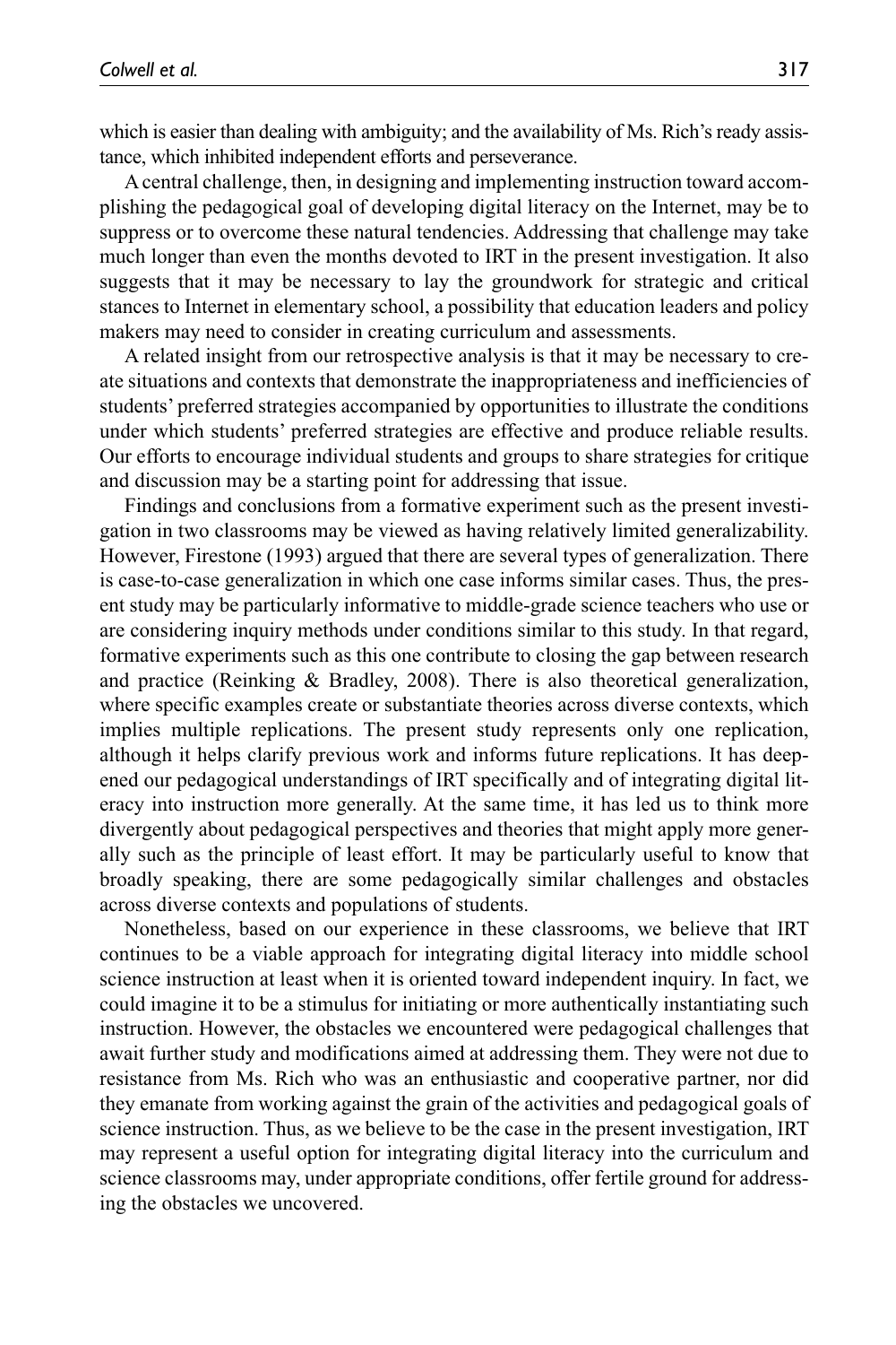which is easier than dealing with ambiguity; and the availability of Ms. Rich's ready assistance, which inhibited independent efforts and perseverance.

A central challenge, then, in designing and implementing instruction toward accomplishing the pedagogical goal of developing digital literacy on the Internet, may be to suppress or to overcome these natural tendencies. Addressing that challenge may take much longer than even the months devoted to IRT in the present investigation. It also suggests that it may be necessary to lay the groundwork for strategic and critical stances to Internet in elementary school, a possibility that education leaders and policy makers may need to consider in creating curriculum and assessments.

A related insight from our retrospective analysis is that it may be necessary to create situations and contexts that demonstrate the inappropriateness and inefficiencies of students' preferred strategies accompanied by opportunities to illustrate the conditions under which students' preferred strategies are effective and produce reliable results. Our efforts to encourage individual students and groups to share strategies for critique and discussion may be a starting point for addressing that issue.

Findings and conclusions from a formative experiment such as the present investigation in two classrooms may be viewed as having relatively limited generalizability. However, Firestone (1993) argued that there are several types of generalization. There is case-to-case generalization in which one case informs similar cases. Thus, the present study may be particularly informative to middle-grade science teachers who use or are considering inquiry methods under conditions similar to this study. In that regard, formative experiments such as this one contribute to closing the gap between research and practice (Reinking & Bradley, 2008). There is also theoretical generalization, where specific examples create or substantiate theories across diverse contexts, which implies multiple replications. The present study represents only one replication, although it helps clarify previous work and informs future replications. It has deepened our pedagogical understandings of IRT specifically and of integrating digital literacy into instruction more generally. At the same time, it has led us to think more divergently about pedagogical perspectives and theories that might apply more generally such as the principle of least effort. It may be particularly useful to know that broadly speaking, there are some pedagogically similar challenges and obstacles across diverse contexts and populations of students.

Nonetheless, based on our experience in these classrooms, we believe that IRT continues to be a viable approach for integrating digital literacy into middle school science instruction at least when it is oriented toward independent inquiry. In fact, we could imagine it to be a stimulus for initiating or more authentically instantiating such instruction. However, the obstacles we encountered were pedagogical challenges that await further study and modifications aimed at addressing them. They were not due to resistance from Ms. Rich who was an enthusiastic and cooperative partner, nor did they emanate from working against the grain of the activities and pedagogical goals of science instruction. Thus, as we believe to be the case in the present investigation, IRT may represent a useful option for integrating digital literacy into the curriculum and science classrooms may, under appropriate conditions, offer fertile ground for addressing the obstacles we uncovered.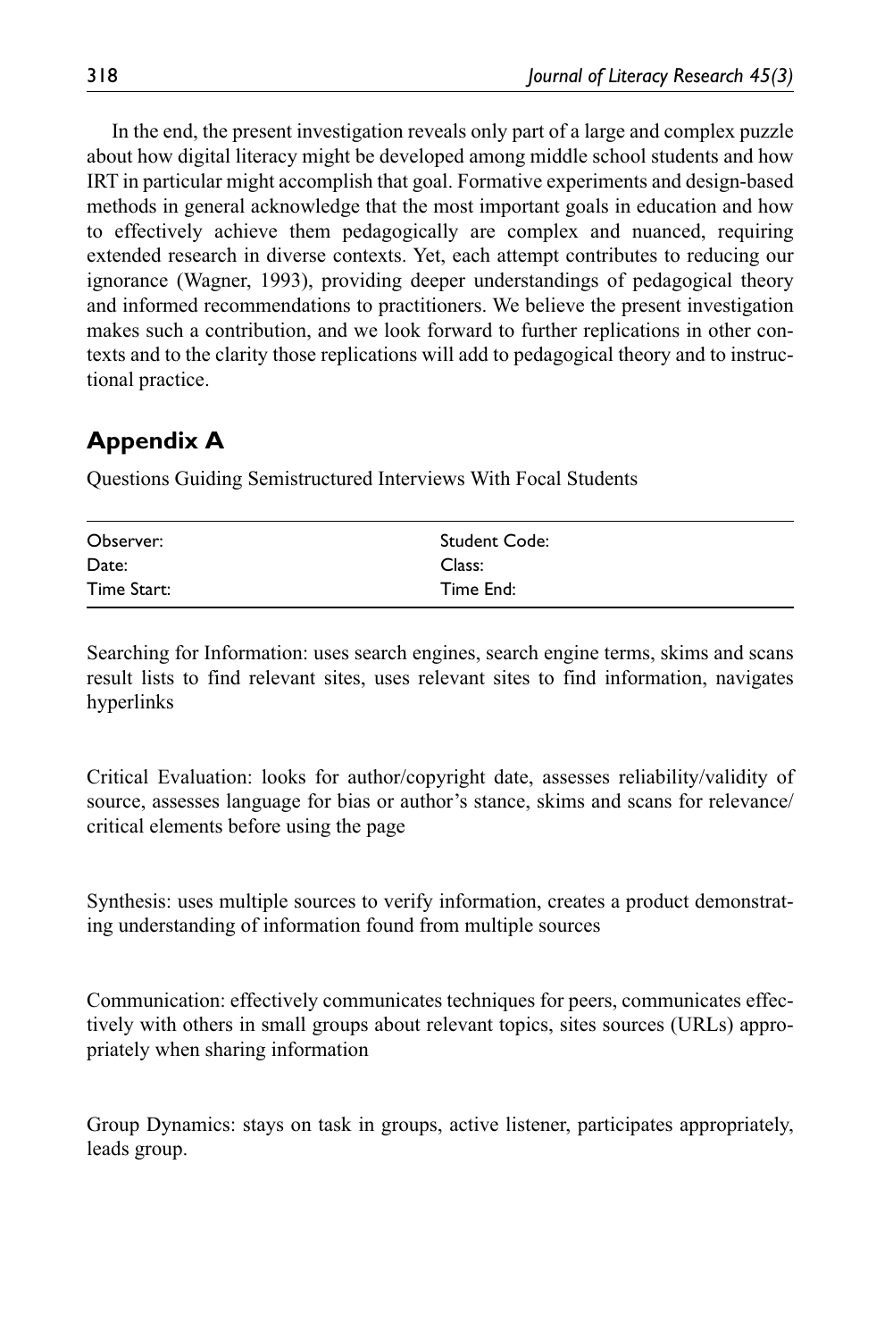In the end, the present investigation reveals only part of a large and complex puzzle about how digital literacy might be developed among middle school students and how IRT in particular might accomplish that goal. Formative experiments and design-based methods in general acknowledge that the most important goals in education and how to effectively achieve them pedagogically are complex and nuanced, requiring extended research in diverse contexts. Yet, each attempt contributes to reducing our ignorance (Wagner, 1993), providing deeper understandings of pedagogical theory and informed recommendations to practitioners. We believe the present investigation makes such a contribution, and we look forward to further replications in other contexts and to the clarity those replications will add to pedagogical theory and to instructional practice.

## Appendix A

Questions Guiding Semistructured Interviews With Focal Students

| | |
|---|---|
| Observer: | Student Code: |
| Date: | Class: |
| Time Start: | Time End: |

Searching for Information: uses search engines, search engine terms, skims and scans result lists to find relevant sites, uses relevant sites to find information, navigates hyperlinks

Critical Evaluation: looks for author/copyright date, assesses reliability/validity of source, assesses language for bias or author's stance, skims and scans for relevance/critical elements before using the page

Synthesis: uses multiple sources to verify information, creates a product demonstrating understanding of information found from multiple sources

Communication: effectively communicates techniques for peers, communicates effectively with others in small groups about relevant topics, sites sources (URLs) appropriately when sharing information

Group Dynamics: stays on task in groups, active listener, participates appropriately, leads group.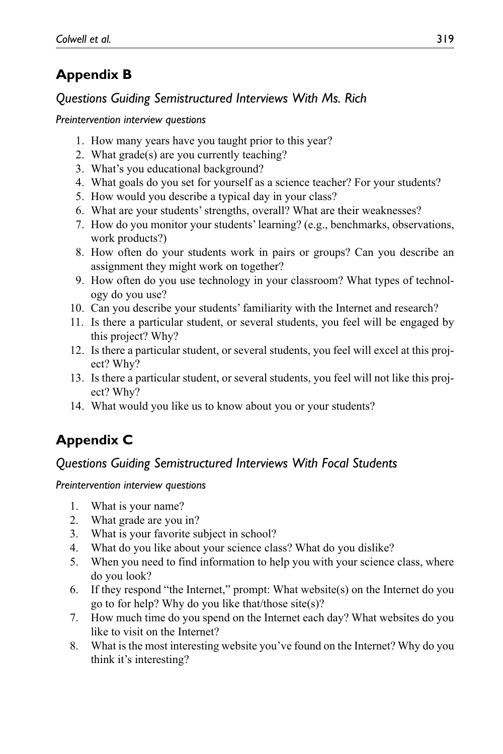## Appendix B

### *Questions Guiding Semistructured Interviews With Ms. Rich*

*Preintervention interview questions*

1. How many years have you taught prior to this year?
2. What grade(s) are you currently teaching?
3. What's you educational background?
4. What goals do you set for yourself as a science teacher? For your students?
5. How would you describe a typical day in your class?
6. What are your students' strengths, overall? What are their weaknesses?
7. How do you monitor your students' learning? (e.g., benchmarks, observations, work products?)
8. How often do your students work in pairs or groups? Can you describe an assignment they might work on together?
9. How often do you use technology in your classroom? What types of technology do you use?
10. Can you describe your students' familiarity with the Internet and research?
11. Is there a particular student, or several students, you feel will be engaged by this project? Why?
12. Is there a particular student, or several students, you feel will excel at this project? Why?
13. Is there a particular student, or several students, you feel will not like this project? Why?
14. What would you like us to know about you or your students?

## Appendix C

### *Questions Guiding Semistructured Interviews With Focal Students*

*Preintervention interview questions*

1. What is your name?
2. What grade are you in?
3. What is your favorite subject in school?
4. What do you like about your science class? What do you dislike?
5. When you need to find information to help you with your science class, where do you look?
6. If they respond "the Internet," prompt: What website(s) on the Internet do you go to for help? Why do you like that/those site(s)?
7. How much time do you spend on the Internet each day? What websites do you like to visit on the Internet?
8. What is the most interesting website you've found on the Internet? Why do you think it's interesting?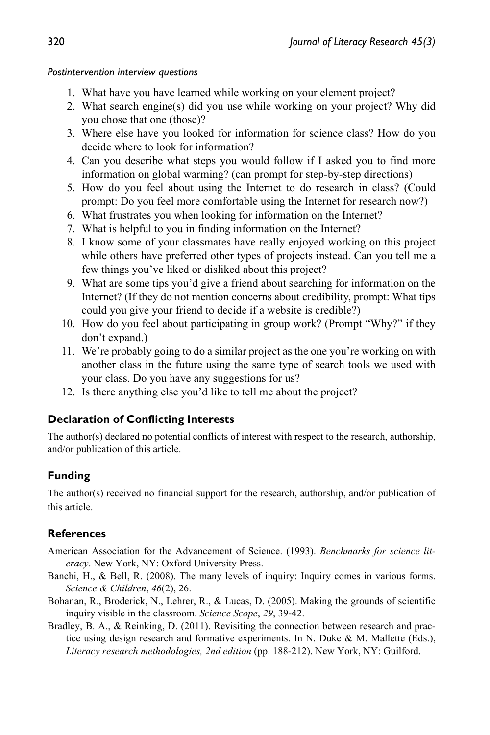*Postintervention interview questions*

1. What have you have learned while working on your element project?
2. What search engine(s) did you use while working on your project? Why did you chose that one (those)?
3. Where else have you looked for information for science class? How do you decide where to look for information?
4. Can you describe what steps you would follow if I asked you to find more information on global warming? (can prompt for step-by-step directions)
5. How do you feel about using the Internet to do research in class? (Could prompt: Do you feel more comfortable using the Internet for research now?)
6. What frustrates you when looking for information on the Internet?
7. What is helpful to you in finding information on the Internet?
8. I know some of your classmates have really enjoyed working on this project while others have preferred other types of projects instead. Can you tell me a few things you've liked or disliked about this project?
9. What are some tips you'd give a friend about searching for information on the Internet? (If they do not mention concerns about credibility, prompt: What tips could you give your friend to decide if a website is credible?)
10. How do you feel about participating in group work? (Prompt "Why?" if they don't expand.)
11. We're probably going to do a similar project as the one you're working on with another class in the future using the same type of search tools we used with your class. Do you have any suggestions for us?
12. Is there anything else you'd like to tell me about the project?

## Declaration of Conflicting Interests

The author(s) declared no potential conflicts of interest with respect to the research, authorship, and/or publication of this article.

## Funding

The author(s) received no financial support for the research, authorship, and/or publication of this article.

## References

American Association for the Advancement of Science. (1993). *Benchmarks for science literacy*. New York, NY: Oxford University Press.

Banchi, H., & Bell, R. (2008). The many levels of inquiry: Inquiry comes in various forms. *Science & Children*, *46*(2), 26.

Bohanan, R., Broderick, N., Lehrer, R., & Lucas, D. (2005). Making the grounds of scientific inquiry visible in the classroom. *Science Scope*, *29*, 39-42.

Bradley, B. A., & Reinking, D. (2011). Revisiting the connection between research and practice using design research and formative experiments. In N. Duke & M. Mallette (Eds.), *Literacy research methodologies, 2nd edition* (pp. 188-212). New York, NY: Guilford.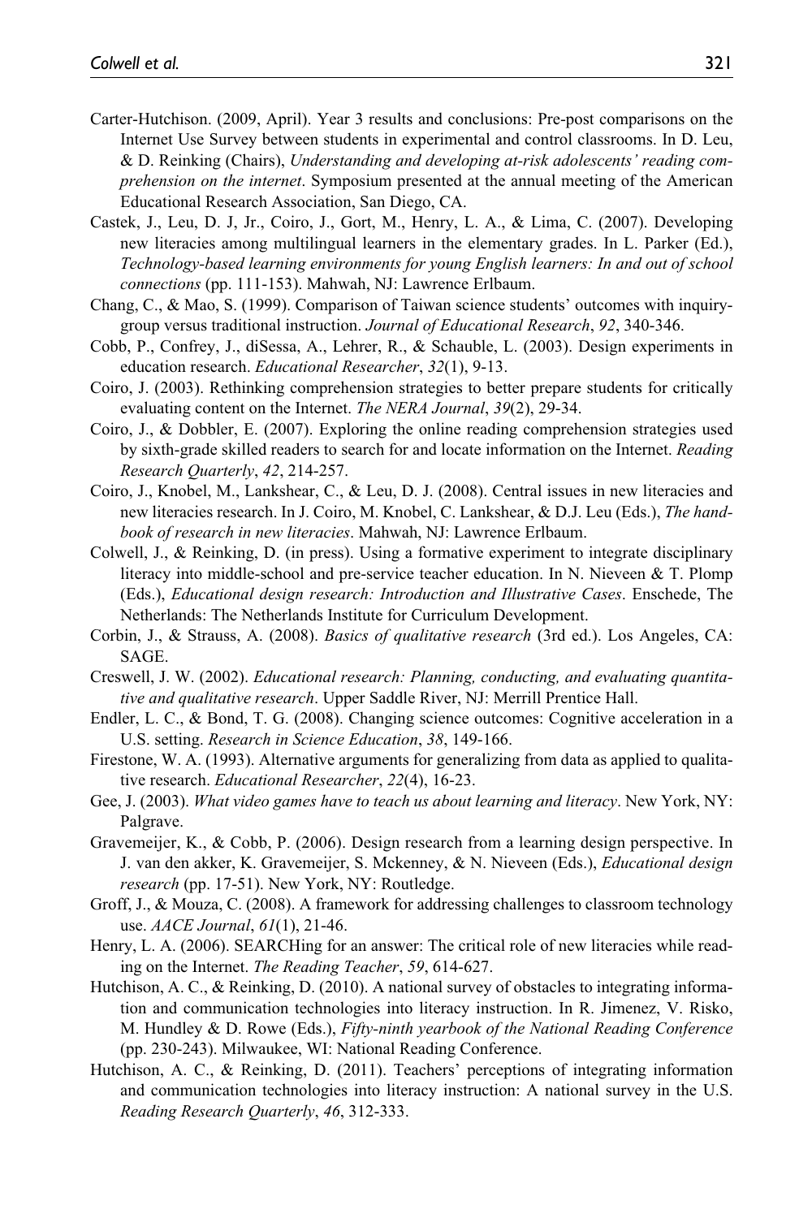Carter-Hutchison. (2009, April). Year 3 results and conclusions: Pre-post comparisons on the Internet Use Survey between students in experimental and control classrooms. In D. Leu, & D. Reinking (Chairs), *Understanding and developing at-risk adolescents' reading comprehension on the internet*. Symposium presented at the annual meeting of the American Educational Research Association, San Diego, CA.

Castek, J., Leu, D. J, Jr., Coiro, J., Gort, M., Henry, L. A., & Lima, C. (2007). Developing new literacies among multilingual learners in the elementary grades. In L. Parker (Ed.), *Technology-based learning environments for young English learners: In and out of school connections* (pp. 111-153). Mahwah, NJ: Lawrence Erlbaum.

Chang, C., & Mao, S. (1999). Comparison of Taiwan science students' outcomes with inquiry-group versus traditional instruction. *Journal of Educational Research*, *92*, 340-346.

Cobb, P., Confrey, J., diSessa, A., Lehrer, R., & Schauble, L. (2003). Design experiments in education research. *Educational Researcher*, *32*(1), 9-13.

Coiro, J. (2003). Rethinking comprehension strategies to better prepare students for critically evaluating content on the Internet. *The NERA Journal*, *39*(2), 29-34.

Coiro, J., & Dobbler, E. (2007). Exploring the online reading comprehension strategies used by sixth-grade skilled readers to search for and locate information on the Internet. *Reading Research Quarterly*, *42*, 214-257.

Coiro, J., Knobel, M., Lankshear, C., & Leu, D. J. (2008). Central issues in new literacies and new literacies research. In J. Coiro, M. Knobel, C. Lankshear, & D.J. Leu (Eds.), *The handbook of research in new literacies*. Mahwah, NJ: Lawrence Erlbaum.

Colwell, J., & Reinking, D. (in press). Using a formative experiment to integrate disciplinary literacy into middle-school and pre-service teacher education. In N. Nieveen & T. Plomp (Eds.), *Educational design research: Introduction and Illustrative Cases*. Enschede, The Netherlands: The Netherlands Institute for Curriculum Development.

Corbin, J., & Strauss, A. (2008). *Basics of qualitative research* (3rd ed.). Los Angeles, CA: SAGE.

Creswell, J. W. (2002). *Educational research: Planning, conducting, and evaluating quantitative and qualitative research*. Upper Saddle River, NJ: Merrill Prentice Hall.

Endler, L. C., & Bond, T. G. (2008). Changing science outcomes: Cognitive acceleration in a U.S. setting. *Research in Science Education*, *38*, 149-166.

Firestone, W. A. (1993). Alternative arguments for generalizing from data as applied to qualitative research. *Educational Researcher*, *22*(4), 16-23.

Gee, J. (2003). *What video games have to teach us about learning and literacy*. New York, NY: Palgrave.

Gravemeijer, K., & Cobb, P. (2006). Design research from a learning design perspective. In J. van den akker, K. Gravemeijer, S. Mckenney, & N. Nieveen (Eds.), *Educational design research* (pp. 17-51). New York, NY: Routledge.

Groff, J., & Mouza, C. (2008). A framework for addressing challenges to classroom technology use. *AACE Journal*, *61*(1), 21-46.

Henry, L. A. (2006). SEARCHing for an answer: The critical role of new literacies while reading on the Internet. *The Reading Teacher*, *59*, 614-627.

Hutchison, A. C., & Reinking, D. (2010). A national survey of obstacles to integrating information and communication technologies into literacy instruction. In R. Jimenez, V. Risko, M. Hundley & D. Rowe (Eds.), *Fifty-ninth yearbook of the National Reading Conference* (pp. 230-243). Milwaukee, WI: National Reading Conference.

Hutchison, A. C., & Reinking, D. (2011). Teachers' perceptions of integrating information and communication technologies into literacy instruction: A national survey in the U.S. *Reading Research Quarterly*, *46*, 312-333.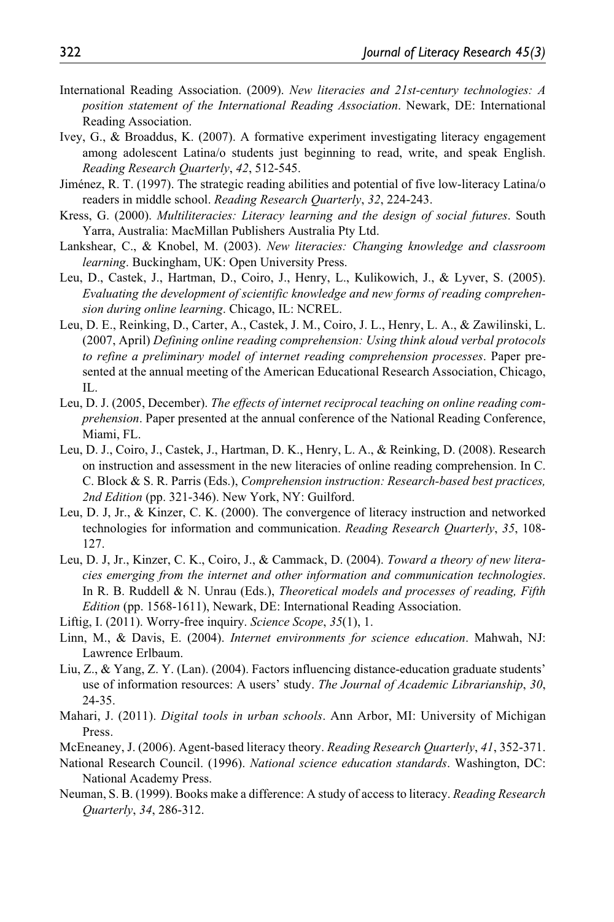International Reading Association. (2009). *New literacies and 21st-century technologies: A position statement of the International Reading Association*. Newark, DE: International Reading Association.

Ivey, G., & Broaddus, K. (2007). A formative experiment investigating literacy engagement among adolescent Latina/o students just beginning to read, write, and speak English. *Reading Research Quarterly*, *42*, 512-545.

Jiménez, R. T. (1997). The strategic reading abilities and potential of five low-literacy Latina/o readers in middle school. *Reading Research Quarterly*, *32*, 224-243.

Kress, G. (2000). *Multiliteracies: Literacy learning and the design of social futures*. South Yarra, Australia: MacMillan Publishers Australia Pty Ltd.

Lankshear, C., & Knobel, M. (2003). *New literacies: Changing knowledge and classroom learning*. Buckingham, UK: Open University Press.

Leu, D., Castek, J., Hartman, D., Coiro, J., Henry, L., Kulikowich, J., & Lyver, S. (2005). *Evaluating the development of scientific knowledge and new forms of reading comprehension during online learning*. Chicago, IL: NCREL.

Leu, D. E., Reinking, D., Carter, A., Castek, J. M., Coiro, J. L., Henry, L. A., & Zawilinski, L. (2007, April) *Defining online reading comprehension: Using think aloud verbal protocols to refine a preliminary model of internet reading comprehension processes*. Paper presented at the annual meeting of the American Educational Research Association, Chicago, IL.

Leu, D. J. (2005, December). *The effects of internet reciprocal teaching on online reading comprehension*. Paper presented at the annual conference of the National Reading Conference, Miami, FL.

Leu, D. J., Coiro, J., Castek, J., Hartman, D. K., Henry, L. A., & Reinking, D. (2008). Research on instruction and assessment in the new literacies of online reading comprehension. In C. C. Block & S. R. Parris (Eds.), *Comprehension instruction: Research-based best practices, 2nd Edition* (pp. 321-346). New York, NY: Guilford.

Leu, D. J, Jr., & Kinzer, C. K. (2000). The convergence of literacy instruction and networked technologies for information and communication. *Reading Research Quarterly*, *35*, 108-127.

Leu, D. J, Jr., Kinzer, C. K., Coiro, J., & Cammack, D. (2004). *Toward a theory of new literacies emerging from the internet and other information and communication technologies*. In R. B. Ruddell & N. Unrau (Eds.), *Theoretical models and processes of reading, Fifth Edition* (pp. 1568-1611), Newark, DE: International Reading Association.

Liftig, I. (2011). Worry-free inquiry. *Science Scope*, *35*(1), 1.

Linn, M., & Davis, E. (2004). *Internet environments for science education*. Mahwah, NJ: Lawrence Erlbaum.

Liu, Z., & Yang, Z. Y. (Lan). (2004). Factors influencing distance-education graduate students' use of information resources: A users' study. *The Journal of Academic Librarianship*, *30*, 24-35.

Mahari, J. (2011). *Digital tools in urban schools*. Ann Arbor, MI: University of Michigan Press.

McEneaney, J. (2006). Agent-based literacy theory. *Reading Research Quarterly*, *41*, 352-371.

National Research Council. (1996). *National science education standards*. Washington, DC: National Academy Press.

Neuman, S. B. (1999). Books make a difference: A study of access to literacy. *Reading Research Quarterly*, *34*, 286-312.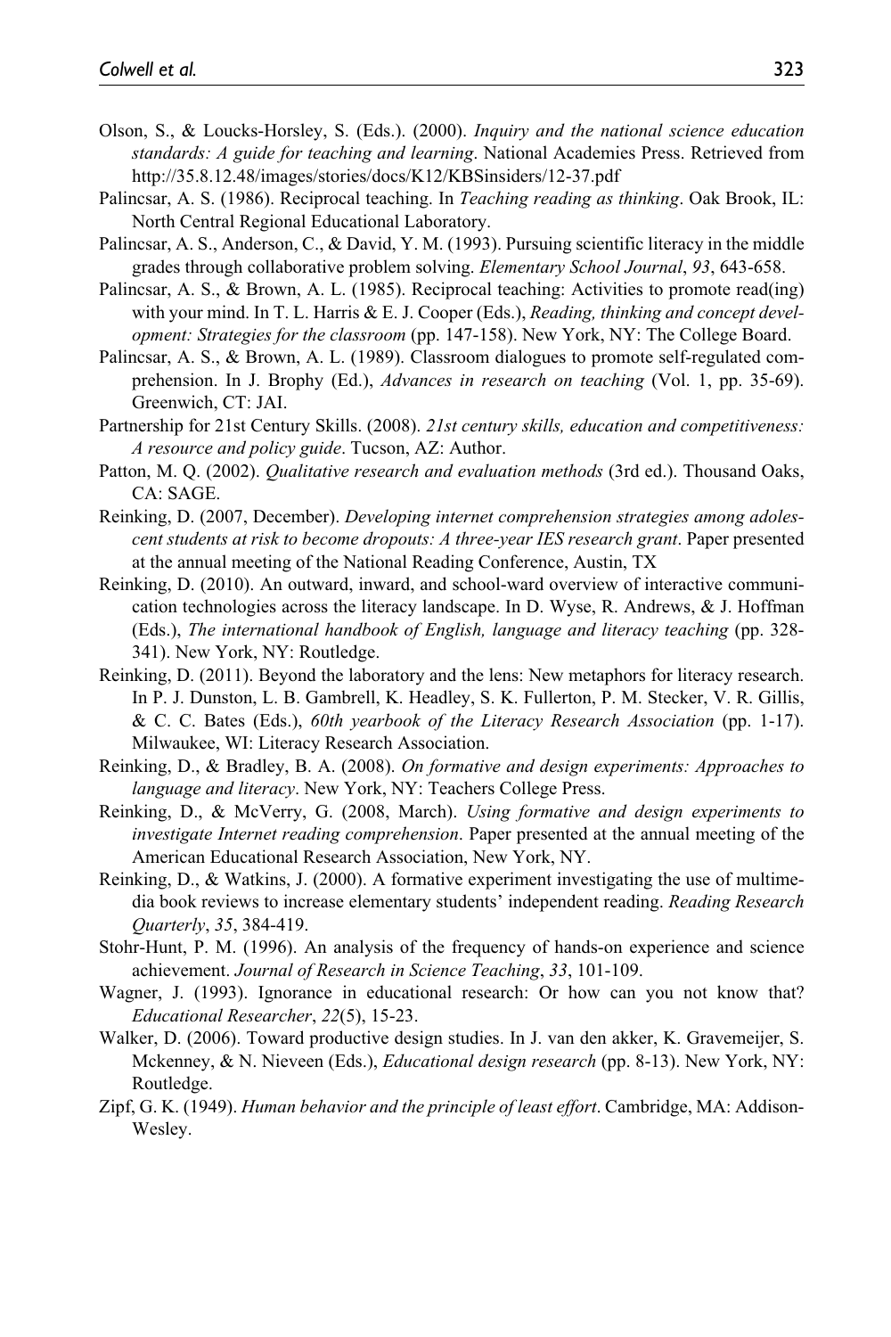Olson, S., & Loucks-Horsley, S. (Eds.). (2000). *Inquiry and the national science education standards: A guide for teaching and learning*. National Academies Press. Retrieved from http://35.8.12.48/images/stories/docs/K12/KBSinsiders/12-37.pdf

Palincsar, A. S. (1986). Reciprocal teaching. In *Teaching reading as thinking*. Oak Brook, IL: North Central Regional Educational Laboratory.

Palincsar, A. S., Anderson, C., & David, Y. M. (1993). Pursuing scientific literacy in the middle grades through collaborative problem solving. *Elementary School Journal*, *93*, 643-658.

Palincsar, A. S., & Brown, A. L. (1985). Reciprocal teaching: Activities to promote read(ing) with your mind. In T. L. Harris & E. J. Cooper (Eds.), *Reading, thinking and concept development: Strategies for the classroom* (pp. 147-158). New York, NY: The College Board.

Palincsar, A. S., & Brown, A. L. (1989). Classroom dialogues to promote self-regulated comprehension. In J. Brophy (Ed.), *Advances in research on teaching* (Vol. 1, pp. 35-69). Greenwich, CT: JAI.

Partnership for 21st Century Skills. (2008). *21st century skills, education and competitiveness: A resource and policy guide*. Tucson, AZ: Author.

Patton, M. Q. (2002). *Qualitative research and evaluation methods* (3rd ed.). Thousand Oaks, CA: SAGE.

Reinking, D. (2007, December). *Developing internet comprehension strategies among adolescent students at risk to become dropouts: A three-year IES research grant*. Paper presented at the annual meeting of the National Reading Conference, Austin, TX

Reinking, D. (2010). An outward, inward, and school-ward overview of interactive communication technologies across the literacy landscape. In D. Wyse, R. Andrews, & J. Hoffman (Eds.), *The international handbook of English, language and literacy teaching* (pp. 328-341). New York, NY: Routledge.

Reinking, D. (2011). Beyond the laboratory and the lens: New metaphors for literacy research. In P. J. Dunston, L. B. Gambrell, K. Headley, S. K. Fullerton, P. M. Stecker, V. R. Gillis, & C. C. Bates (Eds.), *60th yearbook of the Literacy Research Association* (pp. 1-17). Milwaukee, WI: Literacy Research Association.

Reinking, D., & Bradley, B. A. (2008). *On formative and design experiments: Approaches to language and literacy*. New York, NY: Teachers College Press.

Reinking, D., & McVerry, G. (2008, March). *Using formative and design experiments to investigate Internet reading comprehension*. Paper presented at the annual meeting of the American Educational Research Association, New York, NY.

Reinking, D., & Watkins, J. (2000). A formative experiment investigating the use of multimedia book reviews to increase elementary students' independent reading. *Reading Research Quarterly*, *35*, 384-419.

Stohr-Hunt, P. M. (1996). An analysis of the frequency of hands-on experience and science achievement. *Journal of Research in Science Teaching*, *33*, 101-109.

Wagner, J. (1993). Ignorance in educational research: Or how can you not know that? *Educational Researcher*, *22*(5), 15-23.

Walker, D. (2006). Toward productive design studies. In J. van den akker, K. Gravemeijer, S. Mckenney, & N. Nieveen (Eds.), *Educational design research* (pp. 8-13). New York, NY: Routledge.

Zipf, G. K. (1949). *Human behavior and the principle of least effort*. Cambridge, MA: Addison-Wesley.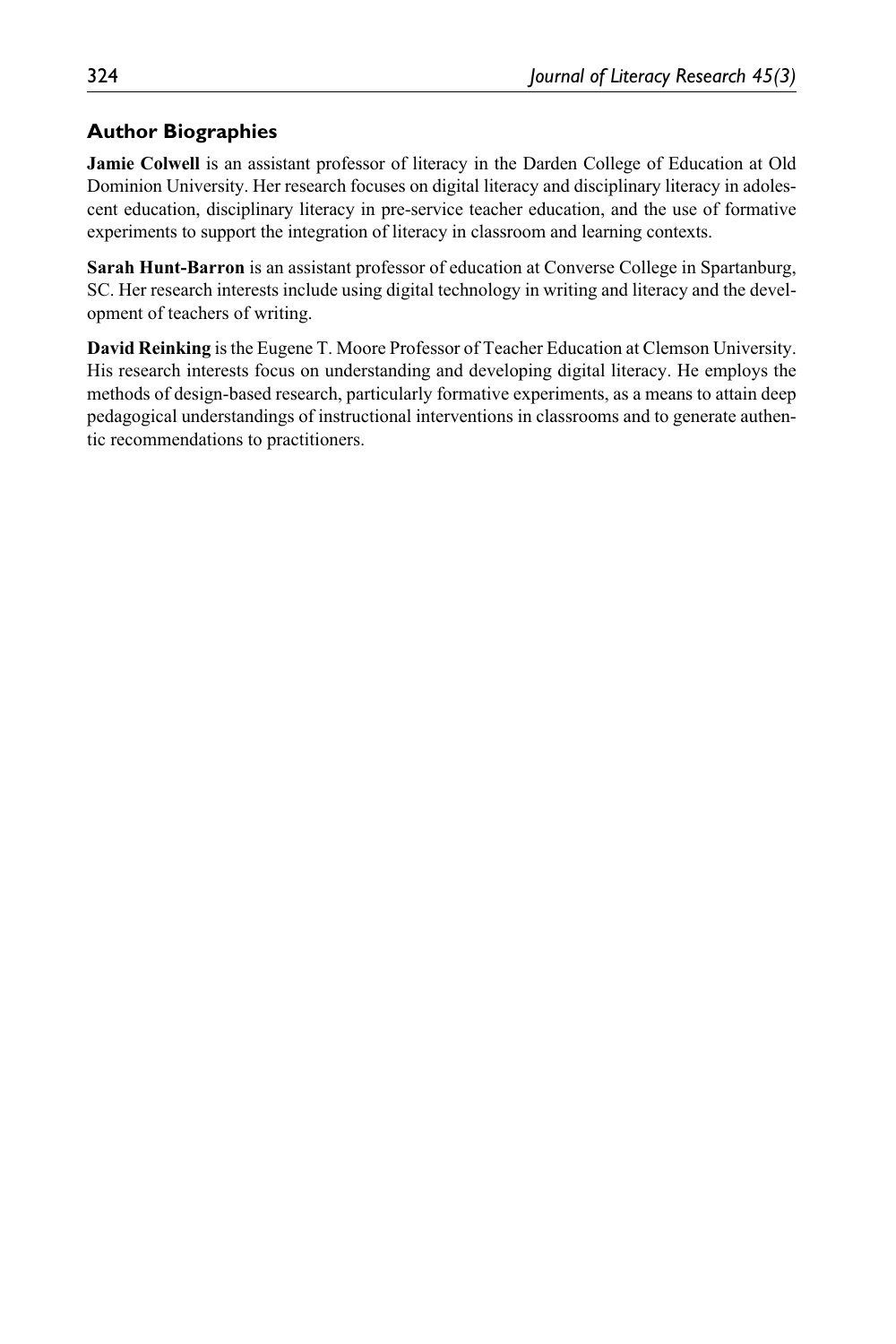## Author Biographies

**Jamie Colwell** is an assistant professor of literacy in the Darden College of Education at Old Dominion University. Her research focuses on digital literacy and disciplinary literacy in adolescent education, disciplinary literacy in pre-service teacher education, and the use of formative experiments to support the integration of literacy in classroom and learning contexts.

**Sarah Hunt-Barron** is an assistant professor of education at Converse College in Spartanburg, SC. Her research interests include using digital technology in writing and literacy and the development of teachers of writing.

**David Reinking** is the Eugene T. Moore Professor of Teacher Education at Clemson University. His research interests focus on understanding and developing digital literacy. He employs the methods of design-based research, particularly formative experiments, as a means to attain deep pedagogical understandings of instructional interventions in classrooms and to generate authentic recommendations to practitioners.